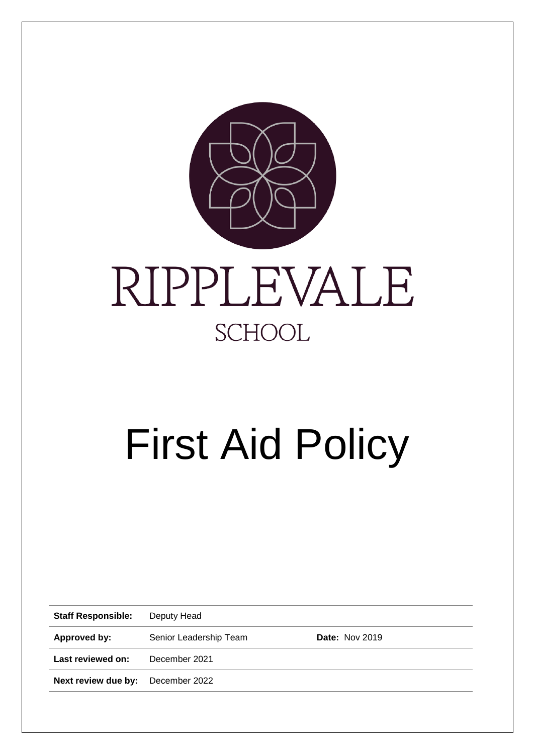RIPPLEVALE

SCHOOL

# First Aid Policy

| Staff Responsible: | Deputy Head | |
| --- | --- | --- |
| Approved by: | Senior Leadership Team | Date: Nov 2019 |
| Last reviewed on: | December 2021 | |
| Next review due by: | December 2022 | |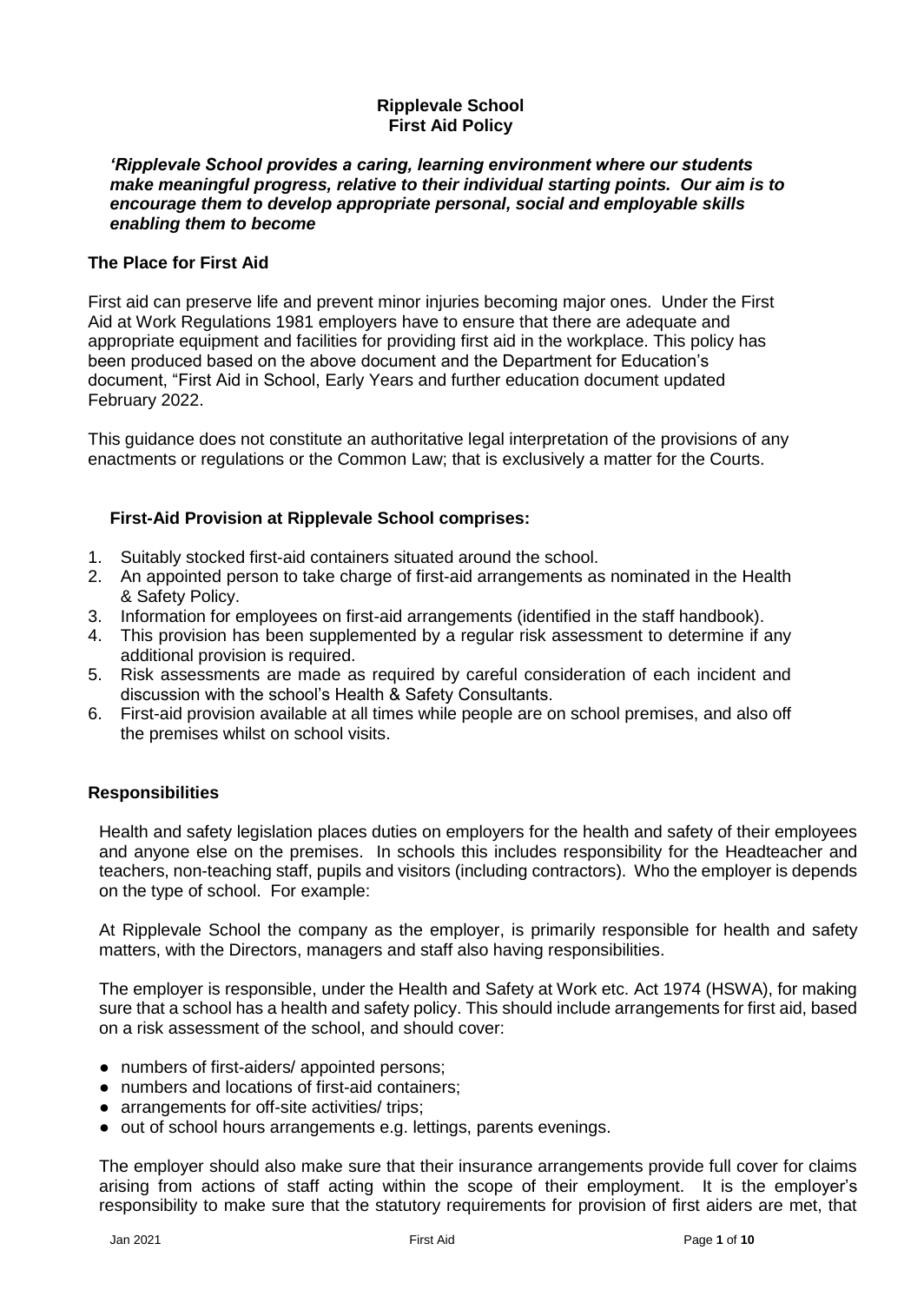**Ripplevale School**
**First Aid Policy**

***'Ripplevale School provides a caring, learning environment where our students make meaningful progress, relative to their individual starting points. Our aim is to encourage them to develop appropriate personal, social and employable skills enabling them to become***

## The Place for First Aid

First aid can preserve life and prevent minor injuries becoming major ones. Under the First Aid at Work Regulations 1981 employers have to ensure that there are adequate and appropriate equipment and facilities for providing first aid in the workplace. This policy has been produced based on the above document and the Department for Education's document, "First Aid in School, Early Years and further education document updated February 2022.

This guidance does not constitute an authoritative legal interpretation of the provisions of any enactments or regulations or the Common Law; that is exclusively a matter for the Courts.

### First-Aid Provision at Ripplevale School comprises:

1. Suitably stocked first-aid containers situated around the school.
2. An appointed person to take charge of first-aid arrangements as nominated in the Health & Safety Policy.
3. Information for employees on first-aid arrangements (identified in the staff handbook).
4. This provision has been supplemented by a regular risk assessment to determine if any additional provision is required.
5. Risk assessments are made as required by careful consideration of each incident and discussion with the school's Health & Safety Consultants.
6. First-aid provision available at all times while people are on school premises, and also off the premises whilst on school visits.

## Responsibilities

Health and safety legislation places duties on employers for the health and safety of their employees and anyone else on the premises. In schools this includes responsibility for the Headteacher and teachers, non-teaching staff, pupils and visitors (including contractors). Who the employer is depends on the type of school. For example:

At Ripplevale School the company as the employer, is primarily responsible for health and safety matters, with the Directors, managers and staff also having responsibilities.

The employer is responsible, under the Health and Safety at Work etc. Act 1974 (HSWA), for making sure that a school has a health and safety policy. This should include arrangements for first aid, based on a risk assessment of the school, and should cover:

- numbers of first-aiders/ appointed persons;
- numbers and locations of first-aid containers;
- arrangements for off-site activities/ trips;
- out of school hours arrangements e.g. lettings, parents evenings.

The employer should also make sure that their insurance arrangements provide full cover for claims arising from actions of staff acting within the scope of their employment. It is the employer's responsibility to make sure that the statutory requirements for provision of first aiders are met, that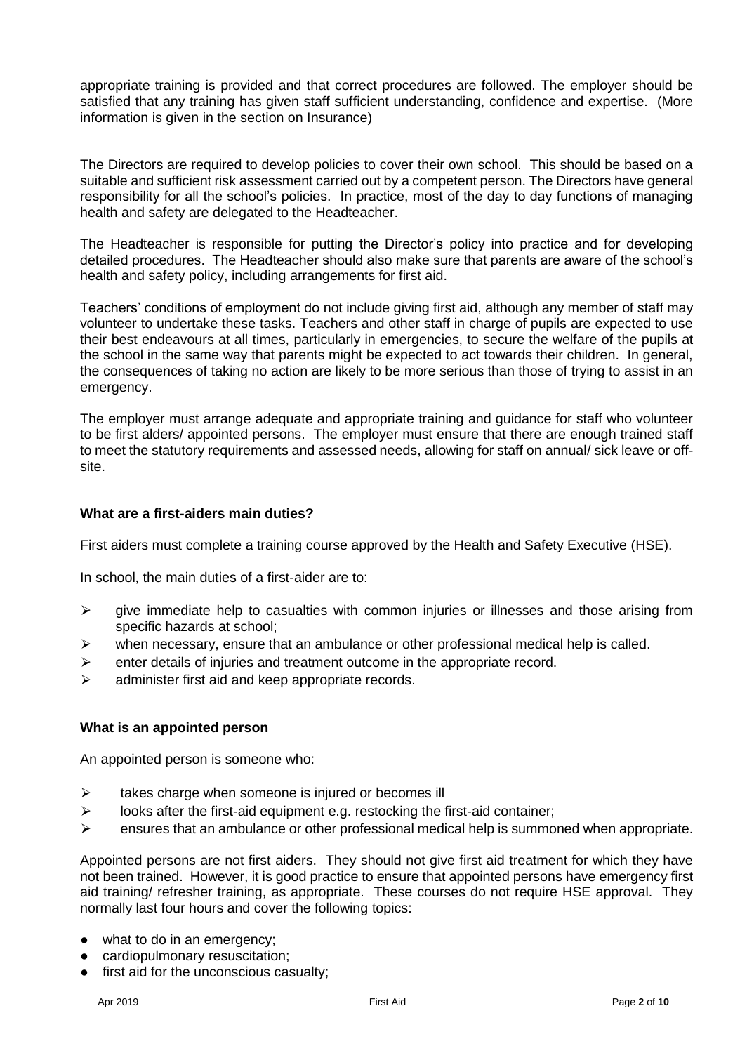appropriate training is provided and that correct procedures are followed. The employer should be satisfied that any training has given staff sufficient understanding, confidence and expertise. (More information is given in the section on Insurance)

The Directors are required to develop policies to cover their own school. This should be based on a suitable and sufficient risk assessment carried out by a competent person. The Directors have general responsibility for all the school's policies. In practice, most of the day to day functions of managing health and safety are delegated to the Headteacher.

The Headteacher is responsible for putting the Director's policy into practice and for developing detailed procedures. The Headteacher should also make sure that parents are aware of the school's health and safety policy, including arrangements for first aid.

Teachers' conditions of employment do not include giving first aid, although any member of staff may volunteer to undertake these tasks. Teachers and other staff in charge of pupils are expected to use their best endeavours at all times, particularly in emergencies, to secure the welfare of the pupils at the school in the same way that parents might be expected to act towards their children. In general, the consequences of taking no action are likely to be more serious than those of trying to assist in an emergency.

The employer must arrange adequate and appropriate training and guidance for staff who volunteer to be first alders/ appointed persons. The employer must ensure that there are enough trained staff to meet the statutory requirements and assessed needs, allowing for staff on annual/ sick leave or off-site.

**What are a first-aiders main duties?**

First aiders must complete a training course approved by the Health and Safety Executive (HSE).

In school, the main duties of a first-aider are to:

- give immediate help to casualties with common injuries or illnesses and those arising from specific hazards at school;
- when necessary, ensure that an ambulance or other professional medical help is called.
- enter details of injuries and treatment outcome in the appropriate record.
- administer first aid and keep appropriate records.

**What is an appointed person**

An appointed person is someone who:

- takes charge when someone is injured or becomes ill
- looks after the first-aid equipment e.g. restocking the first-aid container;
- ensures that an ambulance or other professional medical help is summoned when appropriate.

Appointed persons are not first aiders. They should not give first aid treatment for which they have not been trained. However, it is good practice to ensure that appointed persons have emergency first aid training/ refresher training, as appropriate. These courses do not require HSE approval. They normally last four hours and cover the following topics:

- what to do in an emergency;
- cardiopulmonary resuscitation;
- first aid for the unconscious casualty;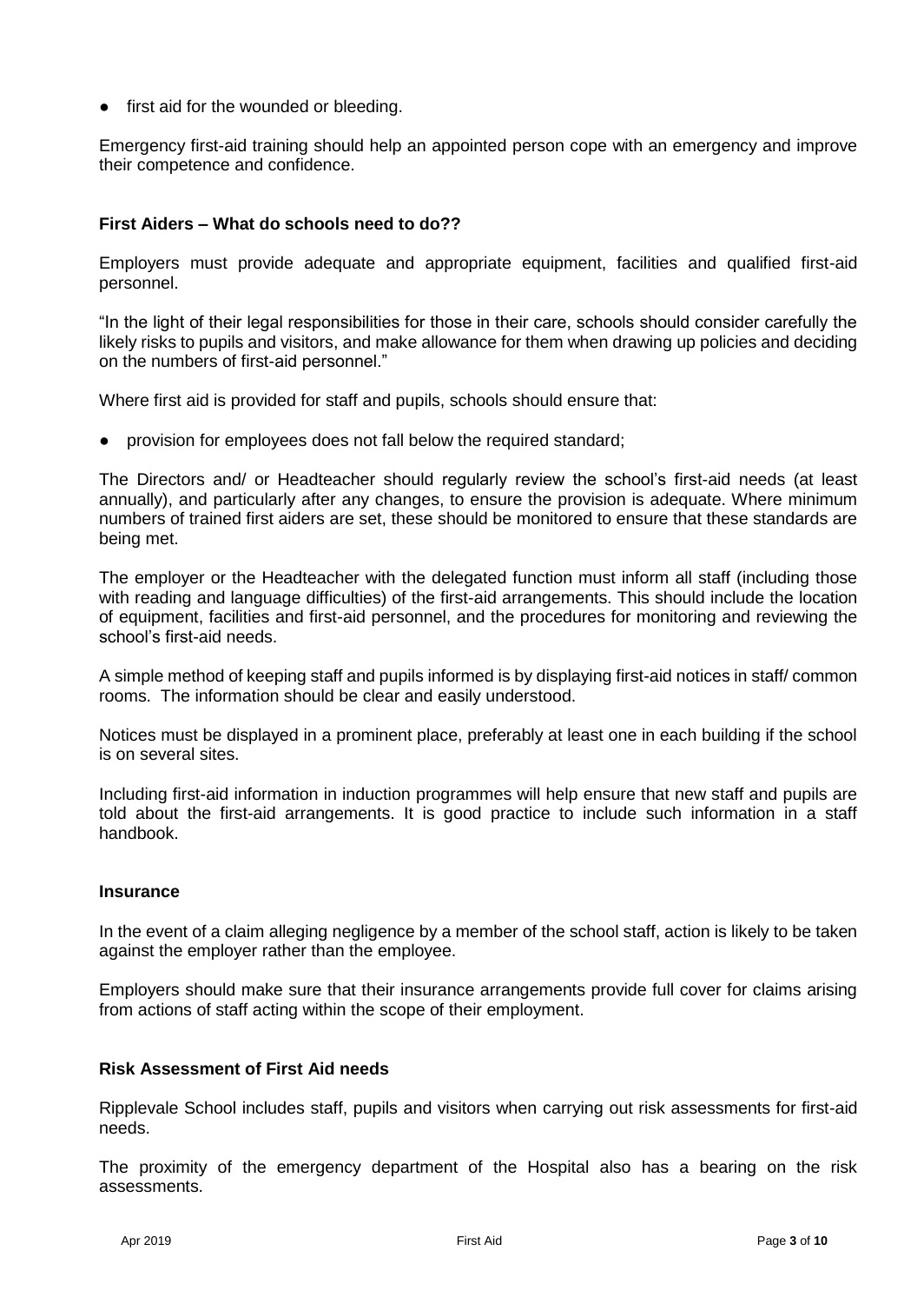- first aid for the wounded or bleeding.

Emergency first-aid training should help an appointed person cope with an emergency and improve their competence and confidence.

### First Aiders – What do schools need to do??

Employers must provide adequate and appropriate equipment, facilities and qualified first-aid personnel.

"In the light of their legal responsibilities for those in their care, schools should consider carefully the likely risks to pupils and visitors, and make allowance for them when drawing up policies and deciding on the numbers of first-aid personnel."

Where first aid is provided for staff and pupils, schools should ensure that:

- provision for employees does not fall below the required standard;

The Directors and/ or Headteacher should regularly review the school's first-aid needs (at least annually), and particularly after any changes, to ensure the provision is adequate. Where minimum numbers of trained first aiders are set, these should be monitored to ensure that these standards are being met.

The employer or the Headteacher with the delegated function must inform all staff (including those with reading and language difficulties) of the first-aid arrangements. This should include the location of equipment, facilities and first-aid personnel, and the procedures for monitoring and reviewing the school's first-aid needs.

A simple method of keeping staff and pupils informed is by displaying first-aid notices in staff/ common rooms. The information should be clear and easily understood.

Notices must be displayed in a prominent place, preferably at least one in each building if the school is on several sites.

Including first-aid information in induction programmes will help ensure that new staff and pupils are told about the first-aid arrangements. It is good practice to include such information in a staff handbook.

### Insurance

In the event of a claim alleging negligence by a member of the school staff, action is likely to be taken against the employer rather than the employee.

Employers should make sure that their insurance arrangements provide full cover for claims arising from actions of staff acting within the scope of their employment.

### Risk Assessment of First Aid needs

Ripplevale School includes staff, pupils and visitors when carrying out risk assessments for first-aid needs.

The proximity of the emergency department of the Hospital also has a bearing on the risk assessments.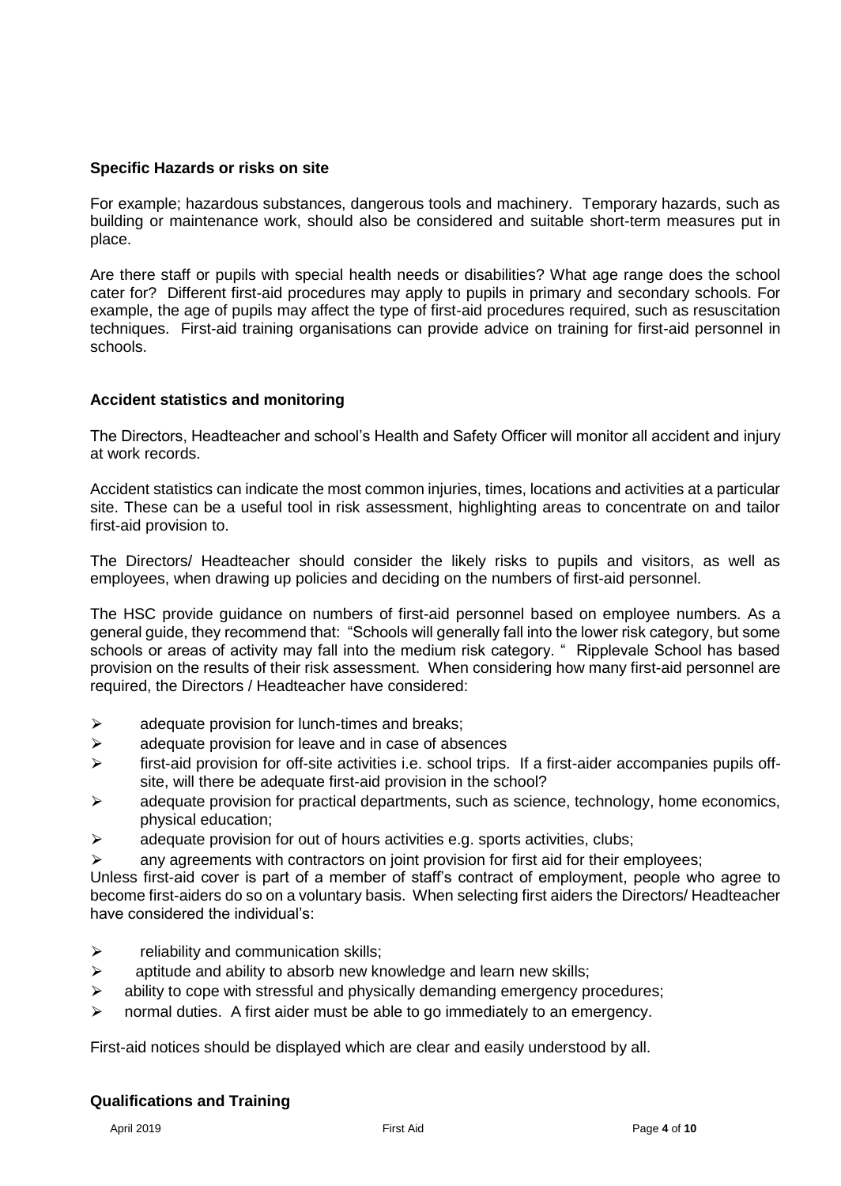## Specific Hazards or risks on site

For example; hazardous substances, dangerous tools and machinery. Temporary hazards, such as building or maintenance work, should also be considered and suitable short-term measures put in place.

Are there staff or pupils with special health needs or disabilities? What age range does the school cater for? Different first-aid procedures may apply to pupils in primary and secondary schools. For example, the age of pupils may affect the type of first-aid procedures required, such as resuscitation techniques. First-aid training organisations can provide advice on training for first-aid personnel in schools.

## Accident statistics and monitoring

The Directors, Headteacher and school's Health and Safety Officer will monitor all accident and injury at work records.

Accident statistics can indicate the most common injuries, times, locations and activities at a particular site. These can be a useful tool in risk assessment, highlighting areas to concentrate on and tailor first-aid provision to.

The Directors/ Headteacher should consider the likely risks to pupils and visitors, as well as employees, when drawing up policies and deciding on the numbers of first-aid personnel.

The HSC provide guidance on numbers of first-aid personnel based on employee numbers. As a general guide, they recommend that: "Schools will generally fall into the lower risk category, but some schools or areas of activity may fall into the medium risk category. " Ripplevale School has based provision on the results of their risk assessment. When considering how many first-aid personnel are required, the Directors / Headteacher have considered:

- adequate provision for lunch-times and breaks;
- adequate provision for leave and in case of absences
- first-aid provision for off-site activities i.e. school trips. If a first-aider accompanies pupils off-site, will there be adequate first-aid provision in the school?
- adequate provision for practical departments, such as science, technology, home economics, physical education;
- adequate provision for out of hours activities e.g. sports activities, clubs;
- any agreements with contractors on joint provision for first aid for their employees;

Unless first-aid cover is part of a member of staff's contract of employment, people who agree to become first-aiders do so on a voluntary basis. When selecting first aiders the Directors/ Headteacher have considered the individual's:

- reliability and communication skills;
- aptitude and ability to absorb new knowledge and learn new skills;
- ability to cope with stressful and physically demanding emergency procedures;
- normal duties. A first aider must be able to go immediately to an emergency.

First-aid notices should be displayed which are clear and easily understood by all.

## Qualifications and Training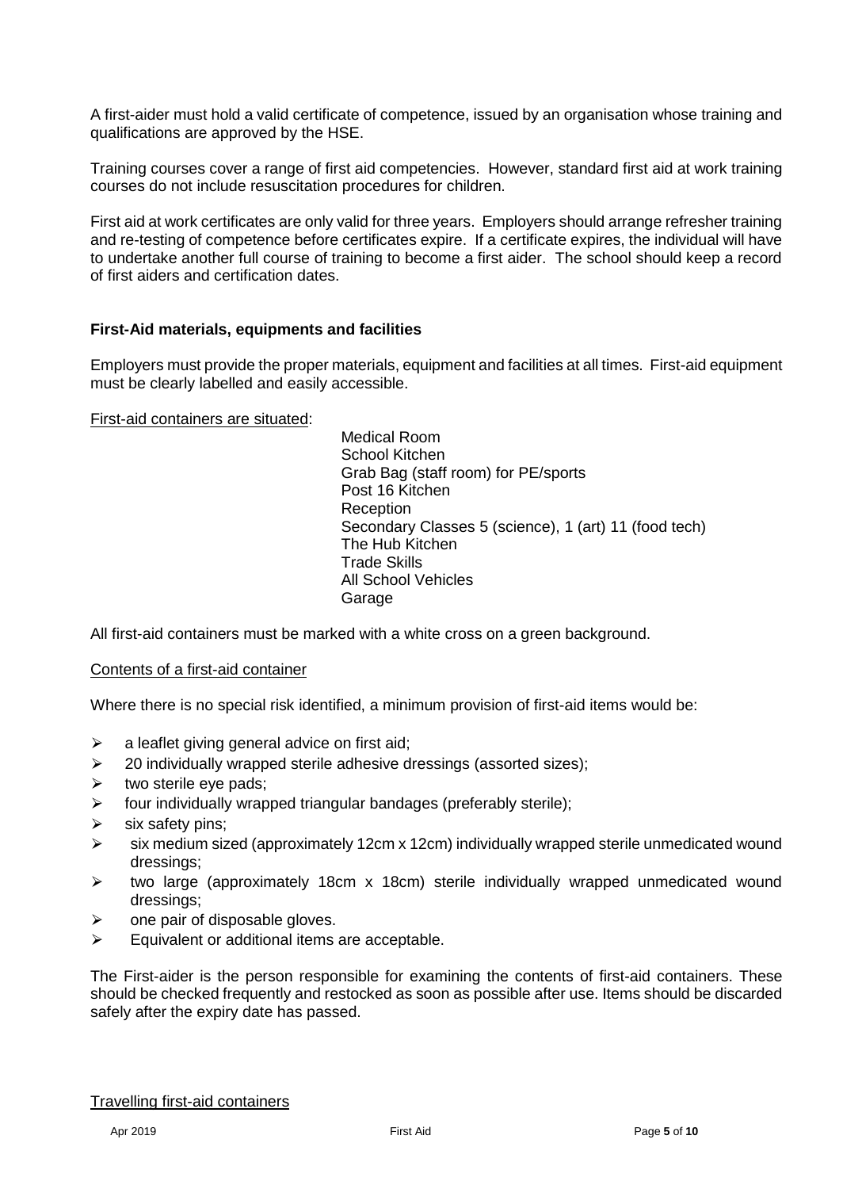A first-aider must hold a valid certificate of competence, issued by an organisation whose training and qualifications are approved by the HSE.

Training courses cover a range of first aid competencies. However, standard first aid at work training courses do not include resuscitation procedures for children.

First aid at work certificates are only valid for three years. Employers should arrange refresher training and re-testing of competence before certificates expire. If a certificate expires, the individual will have to undertake another full course of training to become a first aider. The school should keep a record of first aiders and certification dates.

**First-Aid materials, equipments and facilities**

Employers must provide the proper materials, equipment and facilities at all times. First-aid equipment must be clearly labelled and easily accessible.

First-aid containers are situated:

- Medical Room
- School Kitchen
- Grab Bag (staff room) for PE/sports
- Post 16 Kitchen
- Reception
- Secondary Classes 5 (science), 1 (art) 11 (food tech)
- The Hub Kitchen
- Trade Skills
- All School Vehicles
- Garage

All first-aid containers must be marked with a white cross on a green background.

Contents of a first-aid container

Where there is no special risk identified, a minimum provision of first-aid items would be:

- a leaflet giving general advice on first aid;
- 20 individually wrapped sterile adhesive dressings (assorted sizes);
- two sterile eye pads;
- four individually wrapped triangular bandages (preferably sterile);
- six safety pins;
- six medium sized (approximately 12cm x 12cm) individually wrapped sterile unmedicated wound dressings;
- two large (approximately 18cm x 18cm) sterile individually wrapped unmedicated wound dressings;
- one pair of disposable gloves.
- Equivalent or additional items are acceptable.

The First-aider is the person responsible for examining the contents of first-aid containers. These should be checked frequently and restocked as soon as possible after use. Items should be discarded safely after the expiry date has passed.

Travelling first-aid containers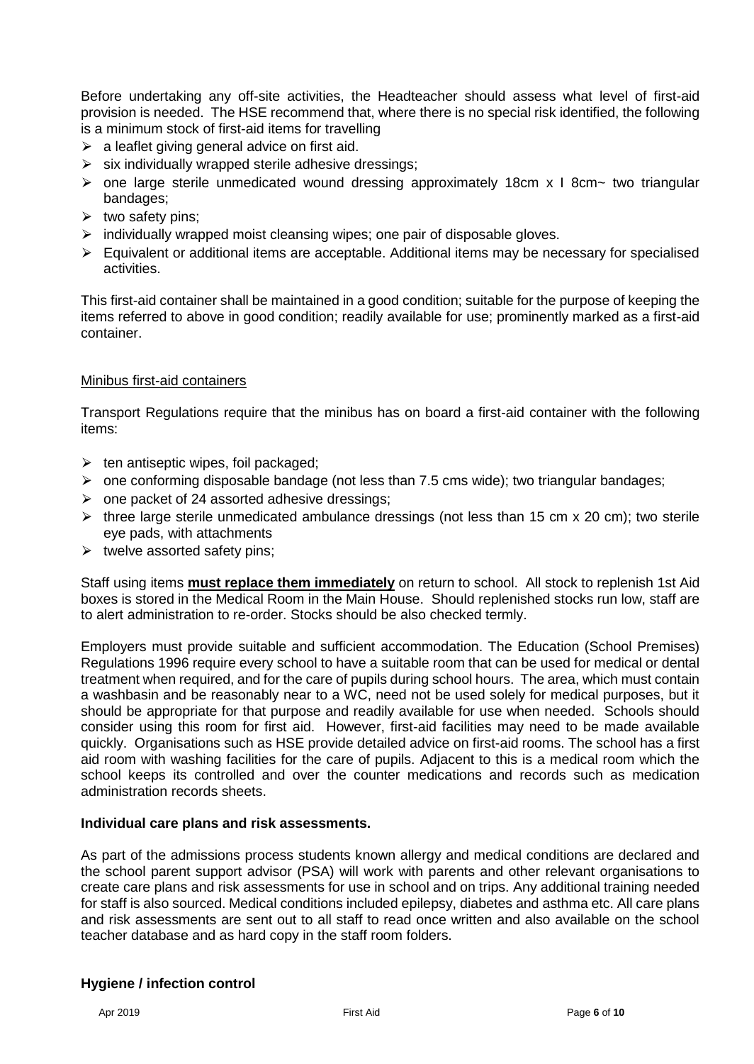Before undertaking any off-site activities, the Headteacher should assess what level of first-aid provision is needed. The HSE recommend that, where there is no special risk identified, the following is a minimum stock of first-aid items for travelling

- a leaflet giving general advice on first aid.
- six individually wrapped sterile adhesive dressings;
- one large sterile unmedicated wound dressing approximately 18cm x I 8cm~ two triangular bandages;
- two safety pins;
- individually wrapped moist cleansing wipes; one pair of disposable gloves.
- Equivalent or additional items are acceptable. Additional items may be necessary for specialised activities.

This first-aid container shall be maintained in a good condition; suitable for the purpose of keeping the items referred to above in good condition; readily available for use; prominently marked as a first-aid container.

Minibus first-aid containers

Transport Regulations require that the minibus has on board a first-aid container with the following items:

- ten antiseptic wipes, foil packaged;
- one conforming disposable bandage (not less than 7.5 cms wide); two triangular bandages;
- one packet of 24 assorted adhesive dressings;
- three large sterile unmedicated ambulance dressings (not less than 15 cm x 20 cm); two sterile eye pads, with attachments
- twelve assorted safety pins;

Staff using items **must replace them immediately** on return to school. All stock to replenish 1st Aid boxes is stored in the Medical Room in the Main House. Should replenished stocks run low, staff are to alert administration to re-order. Stocks should be also checked termly.

Employers must provide suitable and sufficient accommodation. The Education (School Premises) Regulations 1996 require every school to have a suitable room that can be used for medical or dental treatment when required, and for the care of pupils during school hours. The area, which must contain a washbasin and be reasonably near to a WC, need not be used solely for medical purposes, but it should be appropriate for that purpose and readily available for use when needed. Schools should consider using this room for first aid. However, first-aid facilities may need to be made available quickly. Organisations such as HSE provide detailed advice on first-aid rooms. The school has a first aid room with washing facilities for the care of pupils. Adjacent to this is a medical room which the school keeps its controlled and over the counter medications and records such as medication administration records sheets.

**Individual care plans and risk assessments.**

As part of the admissions process students known allergy and medical conditions are declared and the school parent support advisor (PSA) will work with parents and other relevant organisations to create care plans and risk assessments for use in school and on trips. Any additional training needed for staff is also sourced. Medical conditions included epilepsy, diabetes and asthma etc. All care plans and risk assessments are sent out to all staff to read once written and also available on the school teacher database and as hard copy in the staff room folders.

**Hygiene / infection control**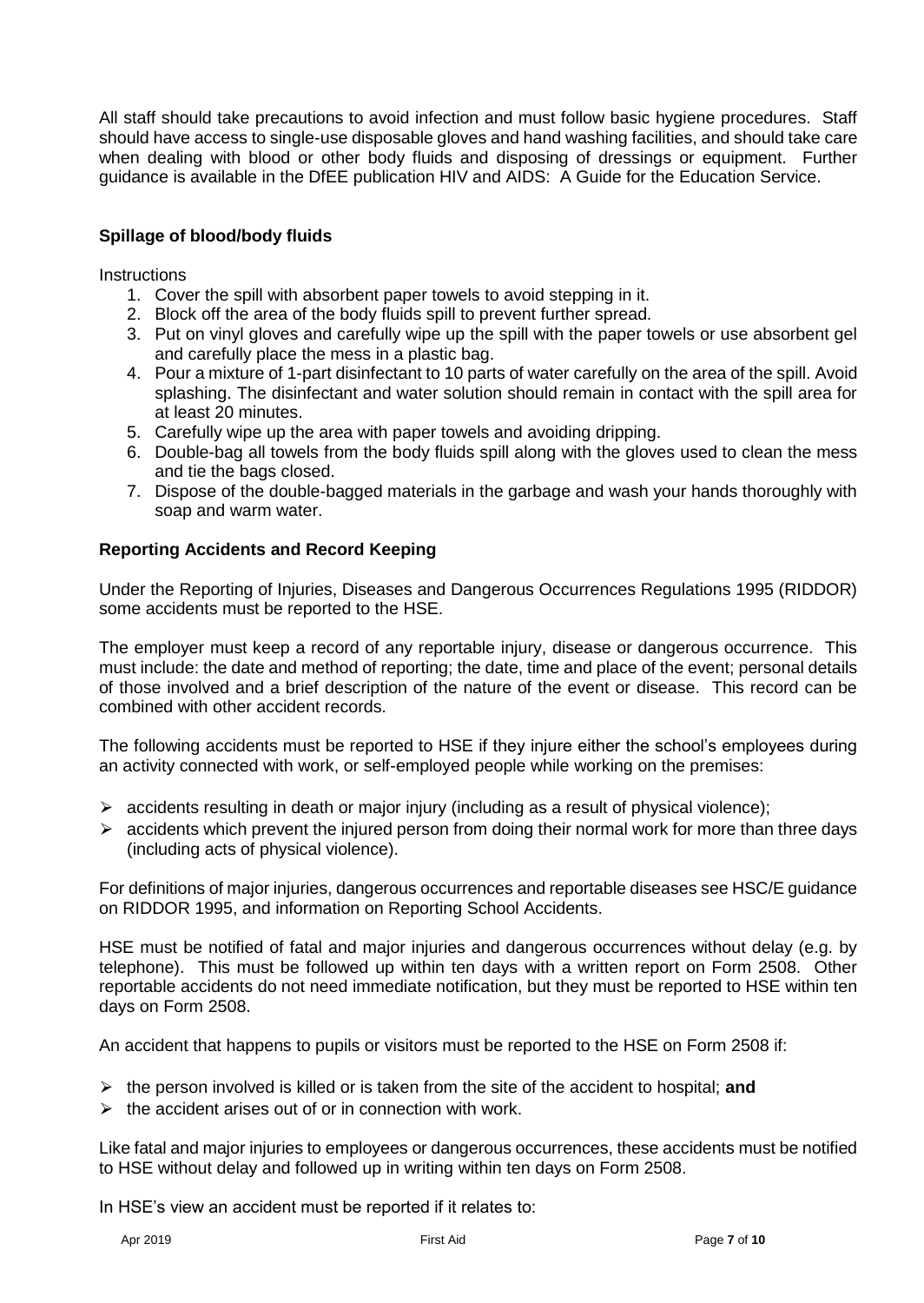All staff should take precautions to avoid infection and must follow basic hygiene procedures. Staff should have access to single-use disposable gloves and hand washing facilities, and should take care when dealing with blood or other body fluids and disposing of dressings or equipment. Further guidance is available in the DfEE publication HIV and AIDS: A Guide for the Education Service.

**Spillage of blood/body fluids**

Instructions

1. Cover the spill with absorbent paper towels to avoid stepping in it.
2. Block off the area of the body fluids spill to prevent further spread.
3. Put on vinyl gloves and carefully wipe up the spill with the paper towels or use absorbent gel and carefully place the mess in a plastic bag.
4. Pour a mixture of 1-part disinfectant to 10 parts of water carefully on the area of the spill. Avoid splashing. The disinfectant and water solution should remain in contact with the spill area for at least 20 minutes.
5. Carefully wipe up the area with paper towels and avoiding dripping.
6. Double-bag all towels from the body fluids spill along with the gloves used to clean the mess and tie the bags closed.
7. Dispose of the double-bagged materials in the garbage and wash your hands thoroughly with soap and warm water.

**Reporting Accidents and Record Keeping**

Under the Reporting of Injuries, Diseases and Dangerous Occurrences Regulations 1995 (RIDDOR) some accidents must be reported to the HSE.

The employer must keep a record of any reportable injury, disease or dangerous occurrence. This must include: the date and method of reporting; the date, time and place of the event; personal details of those involved and a brief description of the nature of the event or disease. This record can be combined with other accident records.

The following accidents must be reported to HSE if they injure either the school's employees during an activity connected with work, or self-employed people while working on the premises:

- accidents resulting in death or major injury (including as a result of physical violence);
- accidents which prevent the injured person from doing their normal work for more than three days (including acts of physical violence).

For definitions of major injuries, dangerous occurrences and reportable diseases see HSC/E guidance on RIDDOR 1995, and information on Reporting School Accidents.

HSE must be notified of fatal and major injuries and dangerous occurrences without delay (e.g. by telephone). This must be followed up within ten days with a written report on Form 2508. Other reportable accidents do not need immediate notification, but they must be reported to HSE within ten days on Form 2508.

An accident that happens to pupils or visitors must be reported to the HSE on Form 2508 if:

- the person involved is killed or is taken from the site of the accident to hospital; **and**
- the accident arises out of or in connection with work.

Like fatal and major injuries to employees or dangerous occurrences, these accidents must be notified to HSE without delay and followed up in writing within ten days on Form 2508.

In HSE's view an accident must be reported if it relates to: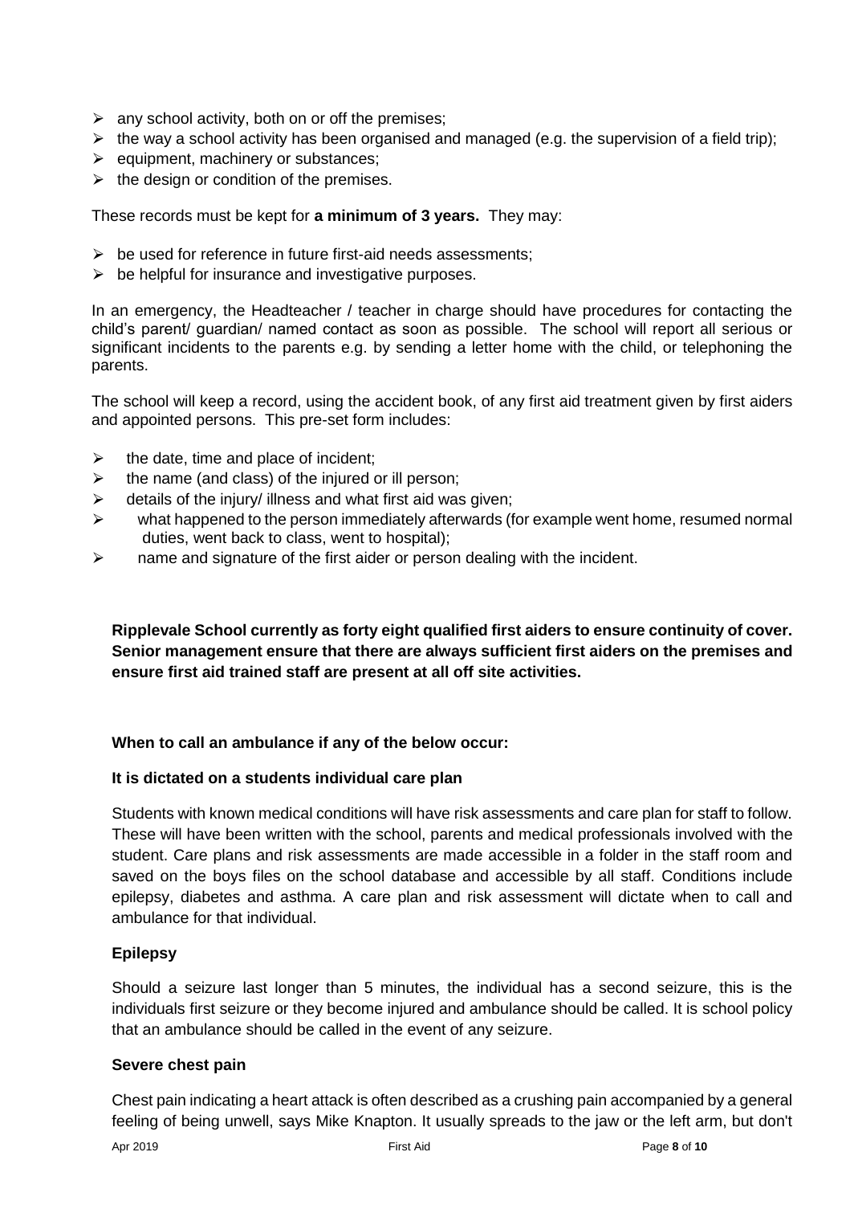- any school activity, both on or off the premises;
- the way a school activity has been organised and managed (e.g. the supervision of a field trip);
- equipment, machinery or substances;
- the design or condition of the premises.

These records must be kept for **a minimum of 3 years.** They may:

- be used for reference in future first-aid needs assessments;
- be helpful for insurance and investigative purposes.

In an emergency, the Headteacher / teacher in charge should have procedures for contacting the child's parent/ guardian/ named contact as soon as possible. The school will report all serious or significant incidents to the parents e.g. by sending a letter home with the child, or telephoning the parents.

The school will keep a record, using the accident book, of any first aid treatment given by first aiders and appointed persons. This pre-set form includes:

- the date, time and place of incident;
- the name (and class) of the injured or ill person;
- details of the injury/ illness and what first aid was given;
- what happened to the person immediately afterwards (for example went home, resumed normal duties, went back to class, went to hospital);
- name and signature of the first aider or person dealing with the incident.

**Ripplevale School currently as forty eight qualified first aiders to ensure continuity of cover. Senior management ensure that there are always sufficient first aiders on the premises and ensure first aid trained staff are present at all off site activities.**

**When to call an ambulance if any of the below occur:**

**It is dictated on a students individual care plan**

Students with known medical conditions will have risk assessments and care plan for staff to follow. These will have been written with the school, parents and medical professionals involved with the student. Care plans and risk assessments are made accessible in a folder in the staff room and saved on the boys files on the school database and accessible by all staff. Conditions include epilepsy, diabetes and asthma. A care plan and risk assessment will dictate when to call and ambulance for that individual.

**Epilepsy**

Should a seizure last longer than 5 minutes, the individual has a second seizure, this is the individuals first seizure or they become injured and ambulance should be called. It is school policy that an ambulance should be called in the event of any seizure.

**Severe chest pain**

Chest pain indicating a heart attack is often described as a crushing pain accompanied by a general feeling of being unwell, says Mike Knapton. It usually spreads to the jaw or the left arm, but don't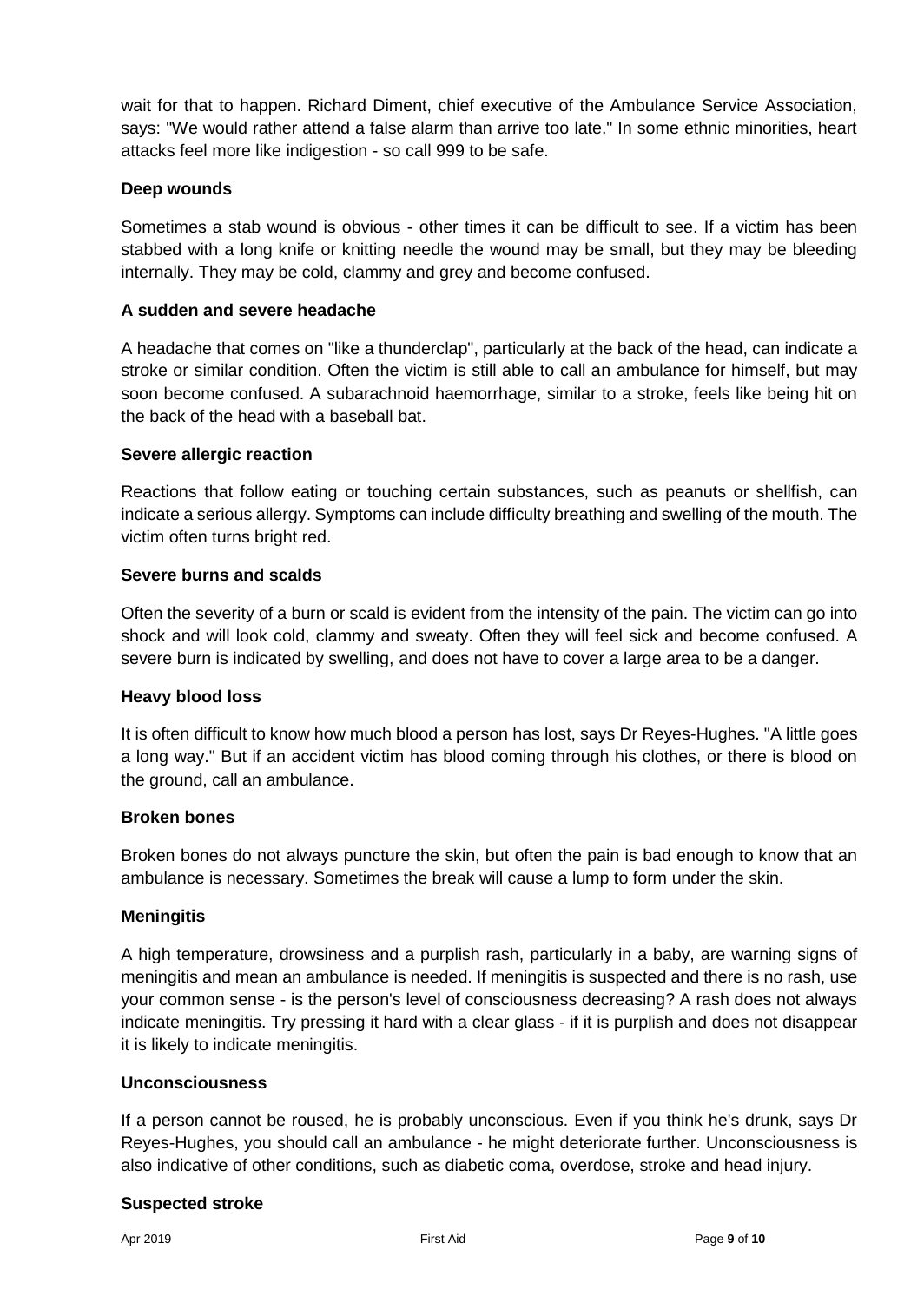wait for that to happen. Richard Diment, chief executive of the Ambulance Service Association, says: "We would rather attend a false alarm than arrive too late." In some ethnic minorities, heart attacks feel more like indigestion - so call 999 to be safe.

**Deep wounds**

Sometimes a stab wound is obvious - other times it can be difficult to see. If a victim has been stabbed with a long knife or knitting needle the wound may be small, but they may be bleeding internally. They may be cold, clammy and grey and become confused.

**A sudden and severe headache**

A headache that comes on "like a thunderclap", particularly at the back of the head, can indicate a stroke or similar condition. Often the victim is still able to call an ambulance for himself, but may soon become confused. A subarachnoid haemorrhage, similar to a stroke, feels like being hit on the back of the head with a baseball bat.

**Severe allergic reaction**

Reactions that follow eating or touching certain substances, such as peanuts or shellfish, can indicate a serious allergy. Symptoms can include difficulty breathing and swelling of the mouth. The victim often turns bright red.

**Severe burns and scalds**

Often the severity of a burn or scald is evident from the intensity of the pain. The victim can go into shock and will look cold, clammy and sweaty. Often they will feel sick and become confused. A severe burn is indicated by swelling, and does not have to cover a large area to be a danger.

**Heavy blood loss**

It is often difficult to know how much blood a person has lost, says Dr Reyes-Hughes. "A little goes a long way." But if an accident victim has blood coming through his clothes, or there is blood on the ground, call an ambulance.

**Broken bones**

Broken bones do not always puncture the skin, but often the pain is bad enough to know that an ambulance is necessary. Sometimes the break will cause a lump to form under the skin.

**Meningitis**

A high temperature, drowsiness and a purplish rash, particularly in a baby, are warning signs of meningitis and mean an ambulance is needed. If meningitis is suspected and there is no rash, use your common sense - is the person's level of consciousness decreasing? A rash does not always indicate meningitis. Try pressing it hard with a clear glass - if it is purplish and does not disappear it is likely to indicate meningitis.

**Unconsciousness**

If a person cannot be roused, he is probably unconscious. Even if you think he's drunk, says Dr Reyes-Hughes, you should call an ambulance - he might deteriorate further. Unconsciousness is also indicative of other conditions, such as diabetic coma, overdose, stroke and head injury.

**Suspected stroke**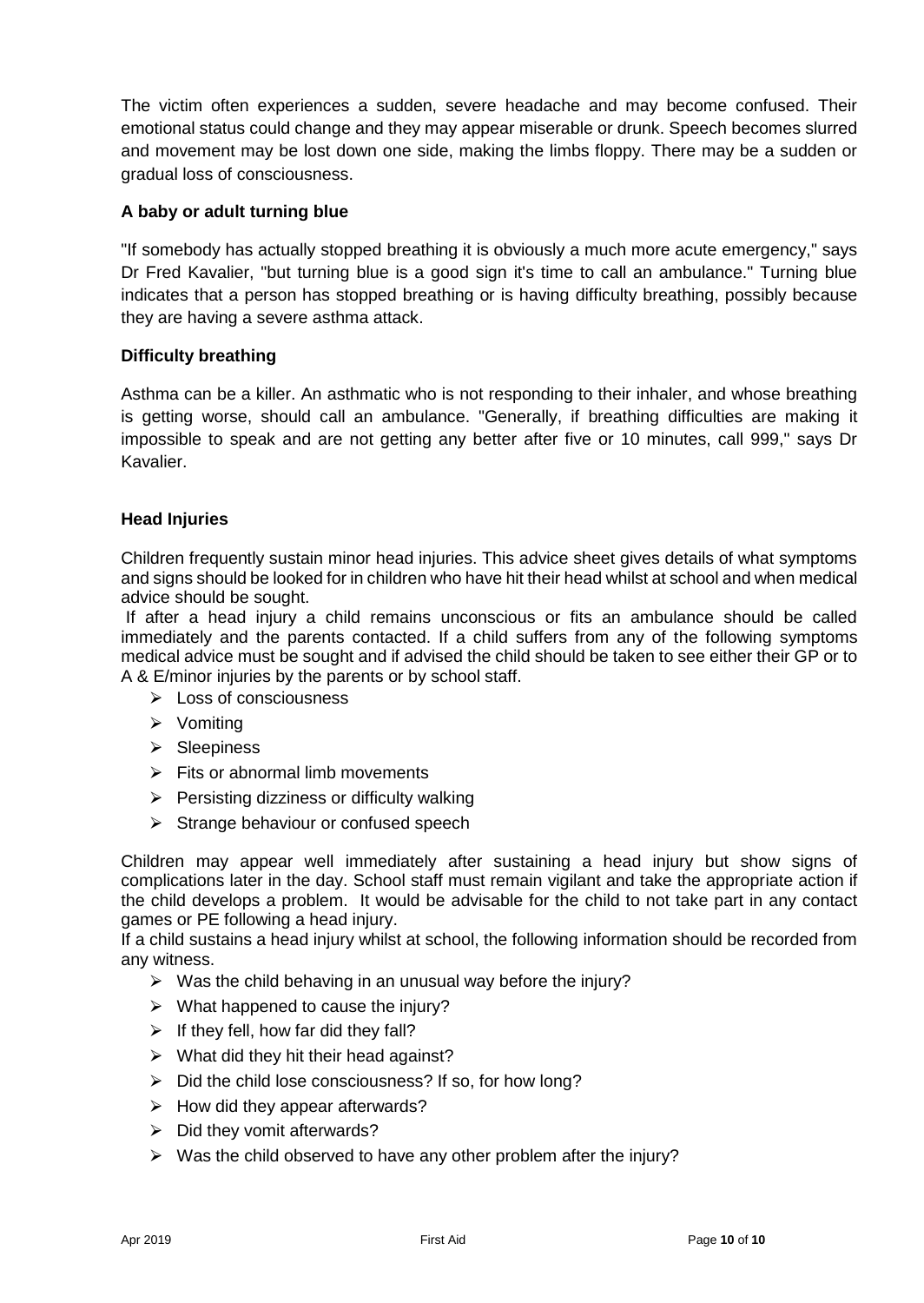The victim often experiences a sudden, severe headache and may become confused. Their emotional status could change and they may appear miserable or drunk. Speech becomes slurred and movement may be lost down one side, making the limbs floppy. There may be a sudden or gradual loss of consciousness.

**A baby or adult turning blue**

"If somebody has actually stopped breathing it is obviously a much more acute emergency," says Dr Fred Kavalier, "but turning blue is a good sign it's time to call an ambulance." Turning blue indicates that a person has stopped breathing or is having difficulty breathing, possibly because they are having a severe asthma attack.

**Difficulty breathing**

Asthma can be a killer. An asthmatic who is not responding to their inhaler, and whose breathing is getting worse, should call an ambulance. "Generally, if breathing difficulties are making it impossible to speak and are not getting any better after five or 10 minutes, call 999," says Dr Kavalier.

**Head Injuries**

Children frequently sustain minor head injuries. This advice sheet gives details of what symptoms and signs should be looked for in children who have hit their head whilst at school and when medical advice should be sought.

If after a head injury a child remains unconscious or fits an ambulance should be called immediately and the parents contacted. If a child suffers from any of the following symptoms medical advice must be sought and if advised the child should be taken to see either their GP or to A & E/minor injuries by the parents or by school staff.

- Loss of consciousness
- Vomiting
- Sleepiness
- Fits or abnormal limb movements
- Persisting dizziness or difficulty walking
- Strange behaviour or confused speech

Children may appear well immediately after sustaining a head injury but show signs of complications later in the day. School staff must remain vigilant and take the appropriate action if the child develops a problem. It would be advisable for the child to not take part in any contact games or PE following a head injury.

If a child sustains a head injury whilst at school, the following information should be recorded from any witness.

- Was the child behaving in an unusual way before the injury?
- What happened to cause the injury?
- If they fell, how far did they fall?
- What did they hit their head against?
- Did the child lose consciousness? If so, for how long?
- How did they appear afterwards?
- Did they vomit afterwards?
- Was the child observed to have any other problem after the injury?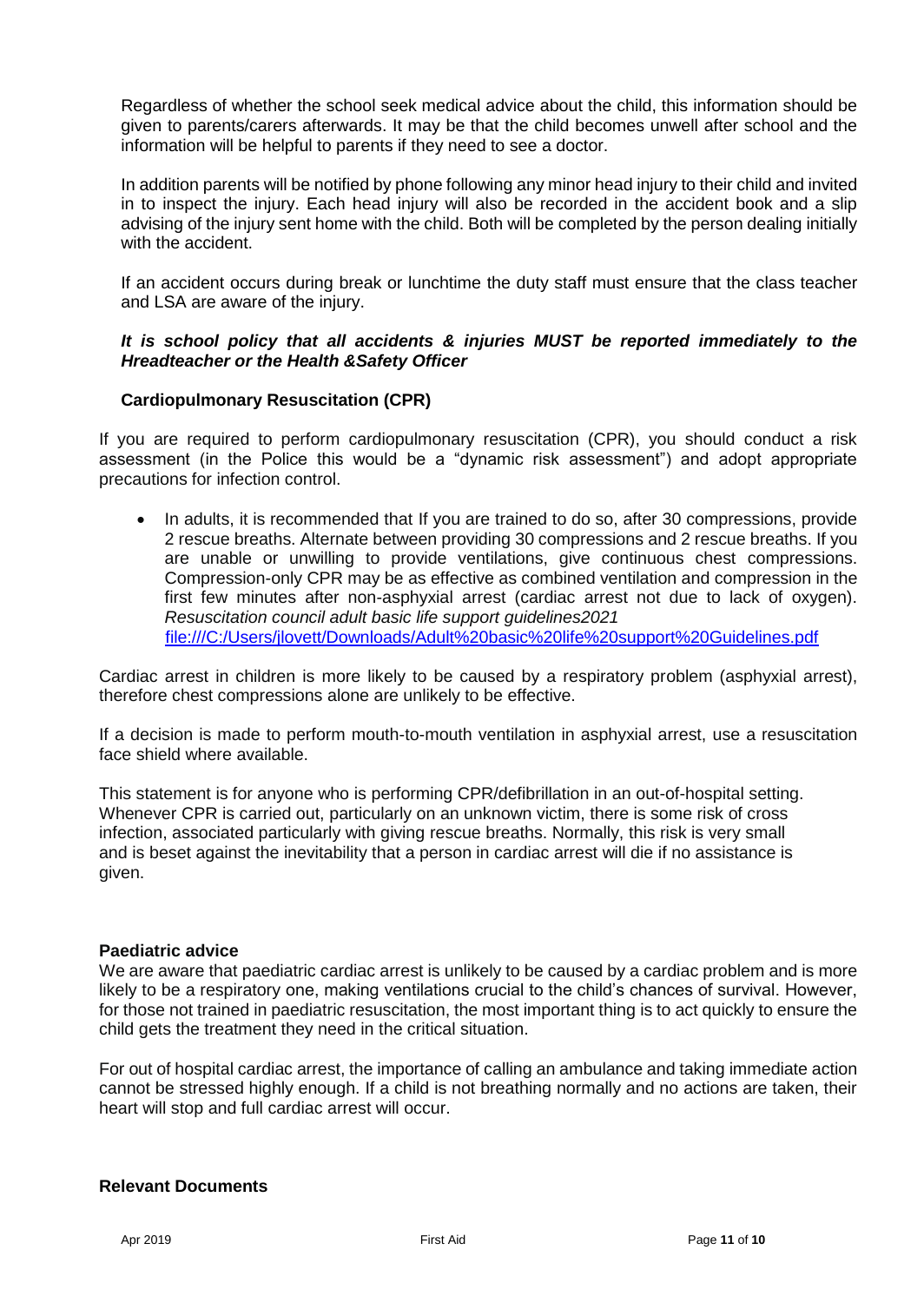Regardless of whether the school seek medical advice about the child, this information should be given to parents/carers afterwards. It may be that the child becomes unwell after school and the information will be helpful to parents if they need to see a doctor.

In addition parents will be notified by phone following any minor head injury to their child and invited in to inspect the injury. Each head injury will also be recorded in the accident book and a slip advising of the injury sent home with the child. Both will be completed by the person dealing initially with the accident.

If an accident occurs during break or lunchtime the duty staff must ensure that the class teacher and LSA are aware of the injury.

***It is school policy that all accidents & injuries MUST be reported immediately to the Hreadteacher or the Health &Safety Officer***

### Cardiopulmonary Resuscitation (CPR)

If you are required to perform cardiopulmonary resuscitation (CPR), you should conduct a risk assessment (in the Police this would be a "dynamic risk assessment") and adopt appropriate precautions for infection control.

- In adults, it is recommended that If you are trained to do so, after 30 compressions, provide 2 rescue breaths. Alternate between providing 30 compressions and 2 rescue breaths. If you are unable or unwilling to provide ventilations, give continuous chest compressions. Compression-only CPR may be as effective as combined ventilation and compression in the first few minutes after non-asphyxial arrest (cardiac arrest not due to lack of oxygen). *Resuscitation council adult basic life support guidelines2021* [file:///C:/Users/jlovett/Downloads/Adult%20basic%20life%20support%20Guidelines.pdf](file:///C:/Users/jlovett/Downloads/Adult%20basic%20life%20support%20Guidelines.pdf)

Cardiac arrest in children is more likely to be caused by a respiratory problem (asphyxial arrest), therefore chest compressions alone are unlikely to be effective.

If a decision is made to perform mouth-to-mouth ventilation in asphyxial arrest, use a resuscitation face shield where available.

This statement is for anyone who is performing CPR/defibrillation in an out-of-hospital setting. Whenever CPR is carried out, particularly on an unknown victim, there is some risk of cross infection, associated particularly with giving rescue breaths. Normally, this risk is very small and is beset against the inevitability that a person in cardiac arrest will die if no assistance is given.

### Paediatric advice

We are aware that paediatric cardiac arrest is unlikely to be caused by a cardiac problem and is more likely to be a respiratory one, making ventilations crucial to the child's chances of survival. However, for those not trained in paediatric resuscitation, the most important thing is to act quickly to ensure the child gets the treatment they need in the critical situation.

For out of hospital cardiac arrest, the importance of calling an ambulance and taking immediate action cannot be stressed highly enough. If a child is not breathing normally and no actions are taken, their heart will stop and full cardiac arrest will occur.

### Relevant Documents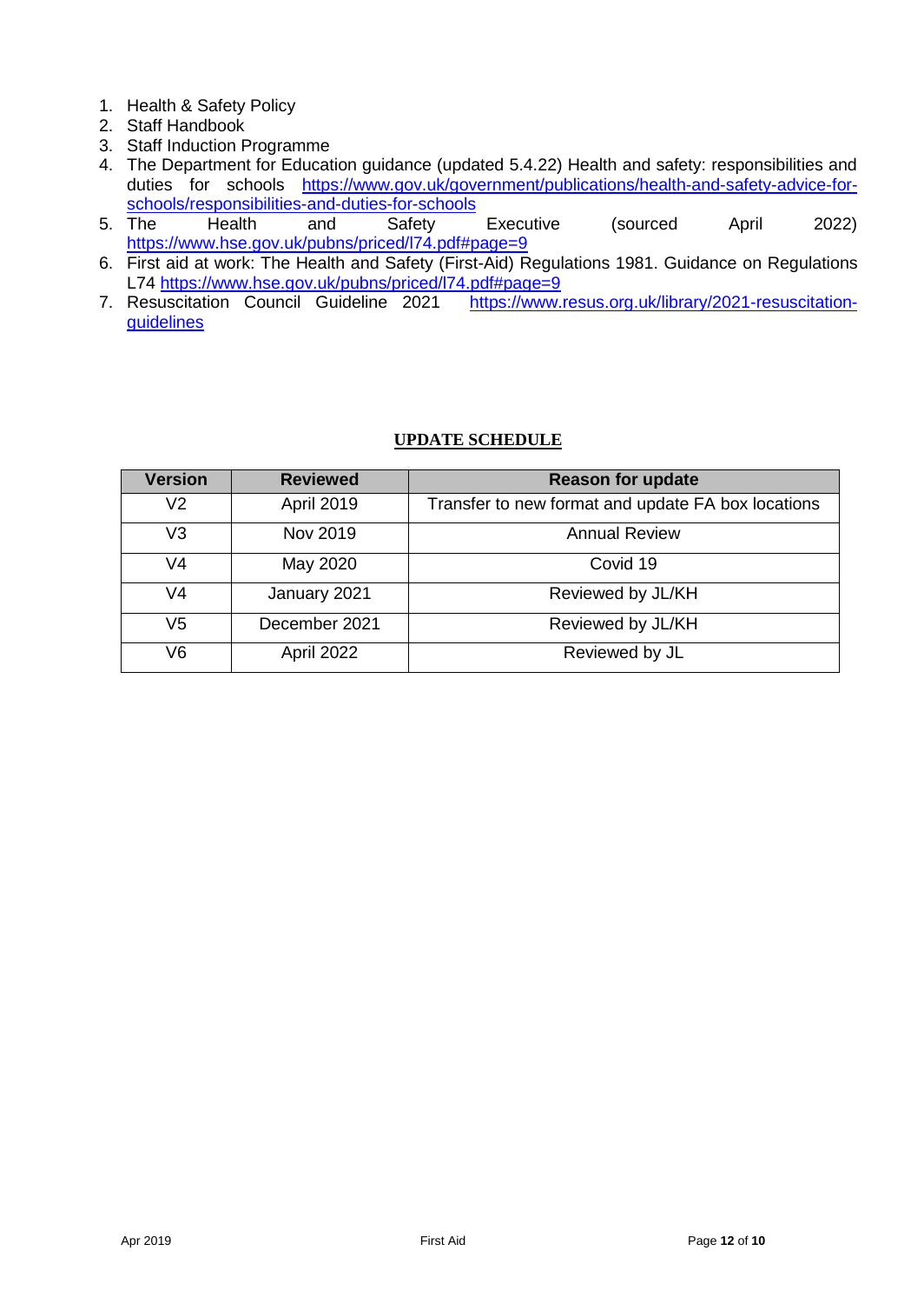1. Health & Safety Policy
2. Staff Handbook
3. Staff Induction Programme
4. The Department for Education guidance (updated 5.4.22) Health and safety: responsibilities and duties for schools https://www.gov.uk/government/publications/health-and-safety-advice-for-schools/responsibilities-and-duties-for-schools
5. The Health and Safety Executive (sourced April 2022) https://www.hse.gov.uk/pubns/priced/l74.pdf#page=9
6. First aid at work: The Health and Safety (First-Aid) Regulations 1981. Guidance on Regulations L74 https://www.hse.gov.uk/pubns/priced/l74.pdf#page=9
7. Resuscitation Council Guideline 2021 https://www.resus.org.uk/library/2021-resuscitation-guidelines

## UPDATE SCHEDULE

| Version | Reviewed | Reason for update |
|---|---|---|
| V2 | April 2019 | Transfer to new format and update FA box locations |
| V3 | Nov 2019 | Annual Review |
| V4 | May 2020 | Covid 19 |
| V4 | January 2021 | Reviewed by JL/KH |
| V5 | December 2021 | Reviewed by JL/KH |
| V6 | April 2022 | Reviewed by JL |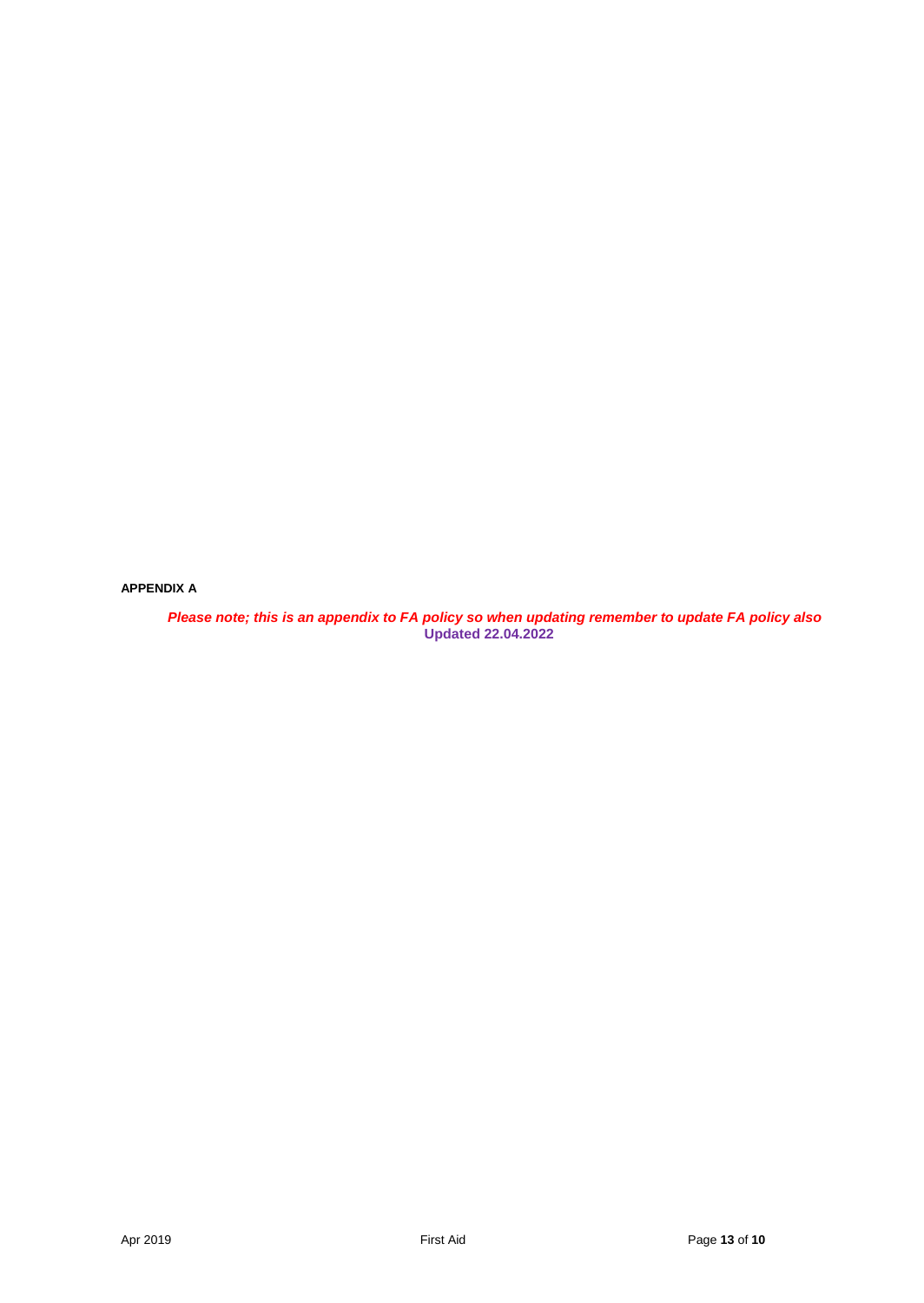**APPENDIX A**

***Please note; this is an appendix to FA policy so when updating remember to update FA policy also***

**Updated 22.04.2022**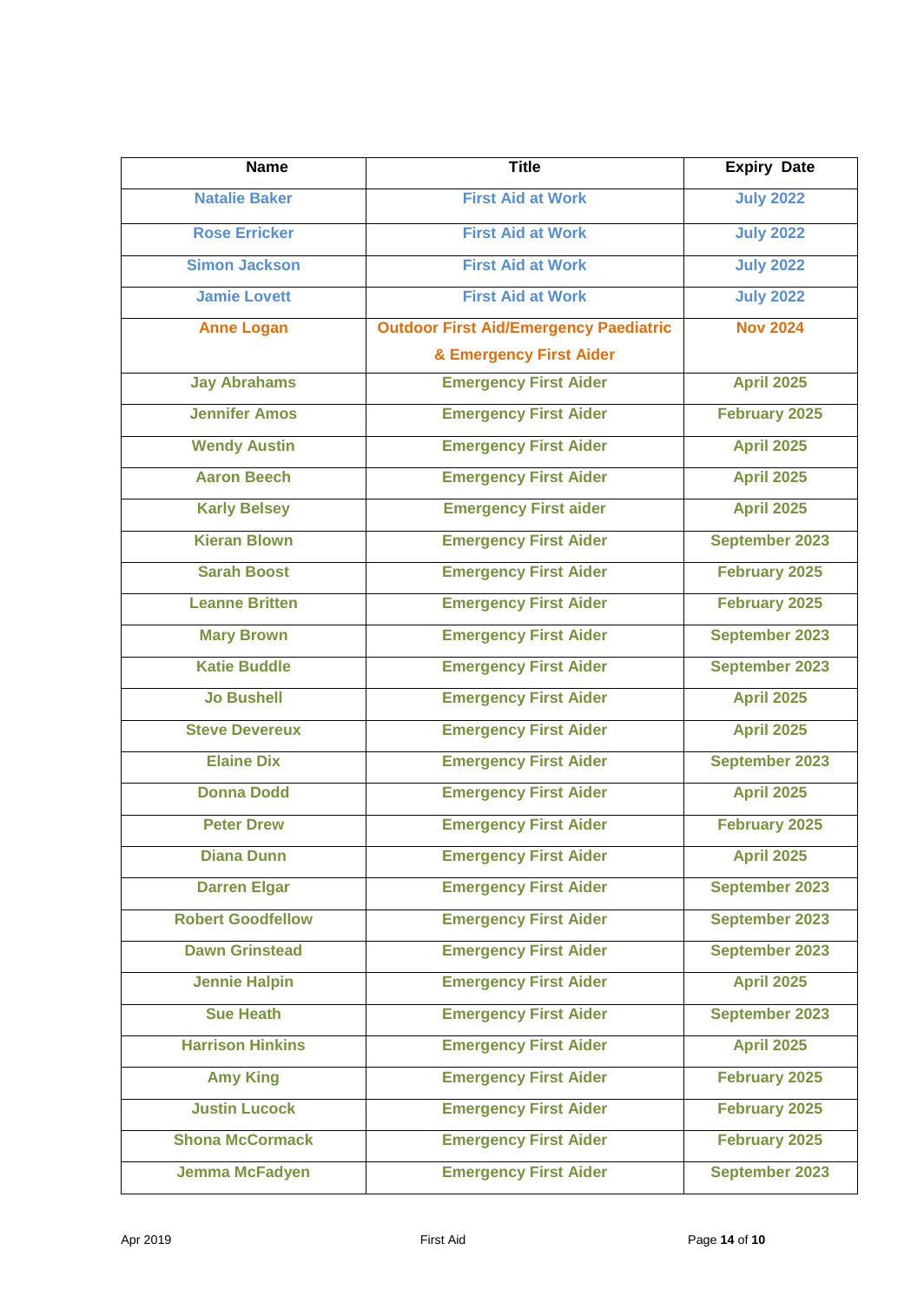| Name | Title | Expiry Date |
|---|---|---|
| Natalie Baker | First Aid at Work | July 2022 |
| Rose Erricker | First Aid at Work | July 2022 |
| Simon Jackson | First Aid at Work | July 2022 |
| Jamie Lovett | First Aid at Work | July 2022 |
| Anne Logan | Outdoor First Aid/Emergency Paediatric & Emergency First Aider | Nov 2024 |
| Jay Abrahams | Emergency First Aider | April 2025 |
| Jennifer Amos | Emergency First Aider | February 2025 |
| Wendy Austin | Emergency First Aider | April 2025 |
| Aaron Beech | Emergency First Aider | April 2025 |
| Karly Belsey | Emergency First aider | April 2025 |
| Kieran Blown | Emergency First Aider | September 2023 |
| Sarah Boost | Emergency First Aider | February 2025 |
| Leanne Britten | Emergency First Aider | February 2025 |
| Mary Brown | Emergency First Aider | September 2023 |
| Katie Buddle | Emergency First Aider | September 2023 |
| Jo Bushell | Emergency First Aider | April 2025 |
| Steve Devereux | Emergency First Aider | April 2025 |
| Elaine Dix | Emergency First Aider | September 2023 |
| Donna Dodd | Emergency First Aider | April 2025 |
| Peter Drew | Emergency First Aider | February 2025 |
| Diana Dunn | Emergency First Aider | April 2025 |
| Darren Elgar | Emergency First Aider | September 2023 |
| Robert Goodfellow | Emergency First Aider | September 2023 |
| Dawn Grinstead | Emergency First Aider | September 2023 |
| Jennie Halpin | Emergency First Aider | April 2025 |
| Sue Heath | Emergency First Aider | September 2023 |
| Harrison Hinkins | Emergency First Aider | April 2025 |
| Amy King | Emergency First Aider | February 2025 |
| Justin Lucock | Emergency First Aider | February 2025 |
| Shona McCormack | Emergency First Aider | February 2025 |
| Jemma McFadyen | Emergency First Aider | September 2023 |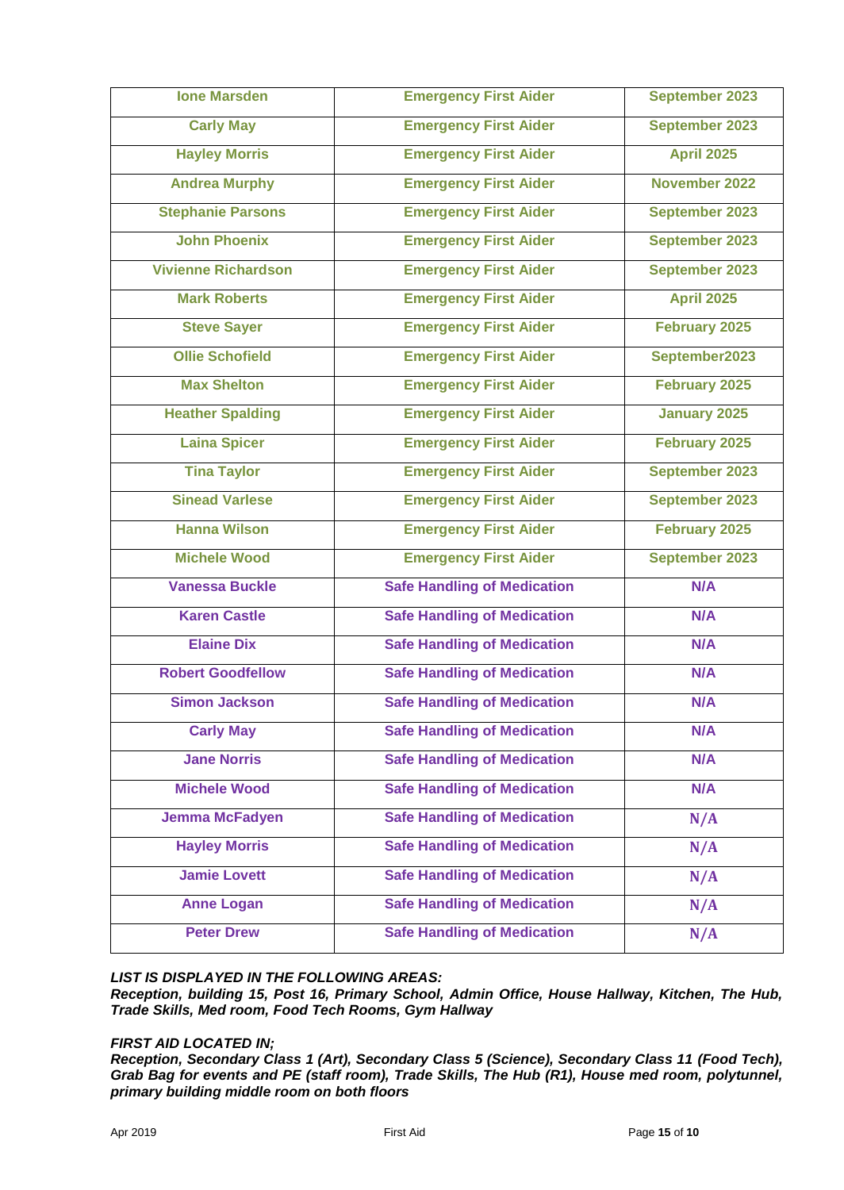| Ione Marsden | Emergency First Aider | September 2023 |
|---|---|---|
| Carly May | Emergency First Aider | September 2023 |
| Hayley Morris | Emergency First Aider | April 2025 |
| Andrea Murphy | Emergency First Aider | November 2022 |
| Stephanie Parsons | Emergency First Aider | September 2023 |
| John Phoenix | Emergency First Aider | September 2023 |
| Vivienne Richardson | Emergency First Aider | September 2023 |
| Mark Roberts | Emergency First Aider | April 2025 |
| Steve Sayer | Emergency First Aider | February 2025 |
| Ollie Schofield | Emergency First Aider | September2023 |
| Max Shelton | Emergency First Aider | February 2025 |
| Heather Spalding | Emergency First Aider | January 2025 |
| Laina Spicer | Emergency First Aider | February 2025 |
| Tina Taylor | Emergency First Aider | September 2023 |
| Sinead Varlese | Emergency First Aider | September 2023 |
| Hanna Wilson | Emergency First Aider | February 2025 |
| Michele Wood | Emergency First Aider | September 2023 |
| Vanessa Buckle | Safe Handling of Medication | N/A |
| Karen Castle | Safe Handling of Medication | N/A |
| Elaine Dix | Safe Handling of Medication | N/A |
| Robert Goodfellow | Safe Handling of Medication | N/A |
| Simon Jackson | Safe Handling of Medication | N/A |
| Carly May | Safe Handling of Medication | N/A |
| Jane Norris | Safe Handling of Medication | N/A |
| Michele Wood | Safe Handling of Medication | N/A |
| Jemma McFadyen | Safe Handling of Medication | N/A |
| Hayley Morris | Safe Handling of Medication | N/A |
| Jamie Lovett | Safe Handling of Medication | N/A |
| Anne Logan | Safe Handling of Medication | N/A |
| Peter Drew | Safe Handling of Medication | N/A |

***LIST IS DISPLAYED IN THE FOLLOWING AREAS:***
***Reception, building 15, Post 16, Primary School, Admin Office, House Hallway, Kitchen, The Hub, Trade Skills, Med room, Food Tech Rooms, Gym Hallway***

***FIRST AID LOCATED IN;***
***Reception, Secondary Class 1 (Art), Secondary Class 5 (Science), Secondary Class 11 (Food Tech), Grab Bag for events and PE (staff room), Trade Skills, The Hub (R1), House med room, polytunnel, primary building middle room on both floors***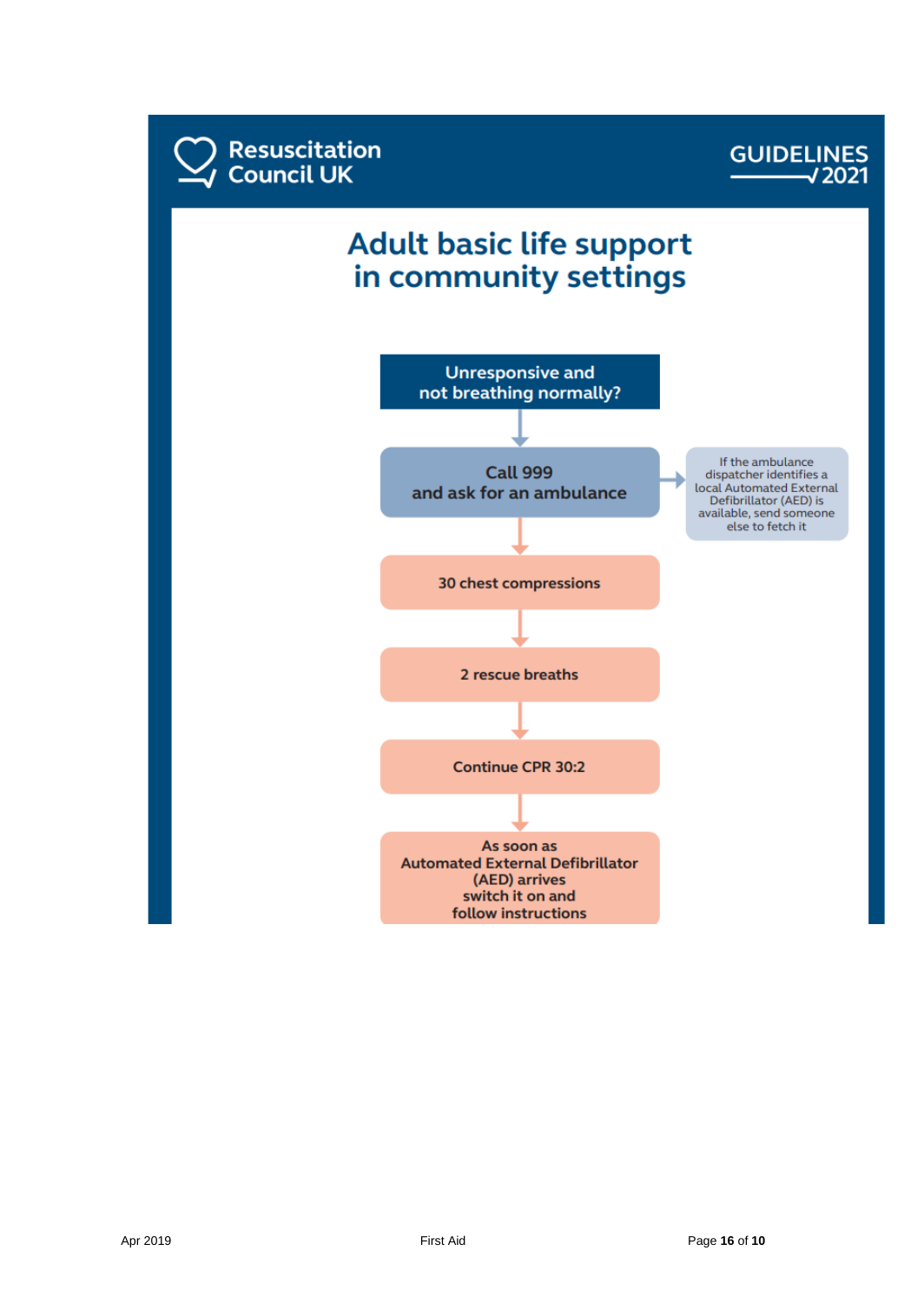Resuscitation Council UK

GUIDELINES 2021

# Adult basic life support in community settings

**Unresponsive and not breathing normally?**

↓

**Call 999 and ask for an ambulance** → If the ambulance dispatcher identifies a local Automated External Defibrillator (AED) is available, send someone else to fetch it

↓

**30 chest compressions**

↓

**2 rescue breaths**

↓

**Continue CPR 30:2**

↓

**As soon as Automated External Defibrillator (AED) arrives switch it on and follow instructions**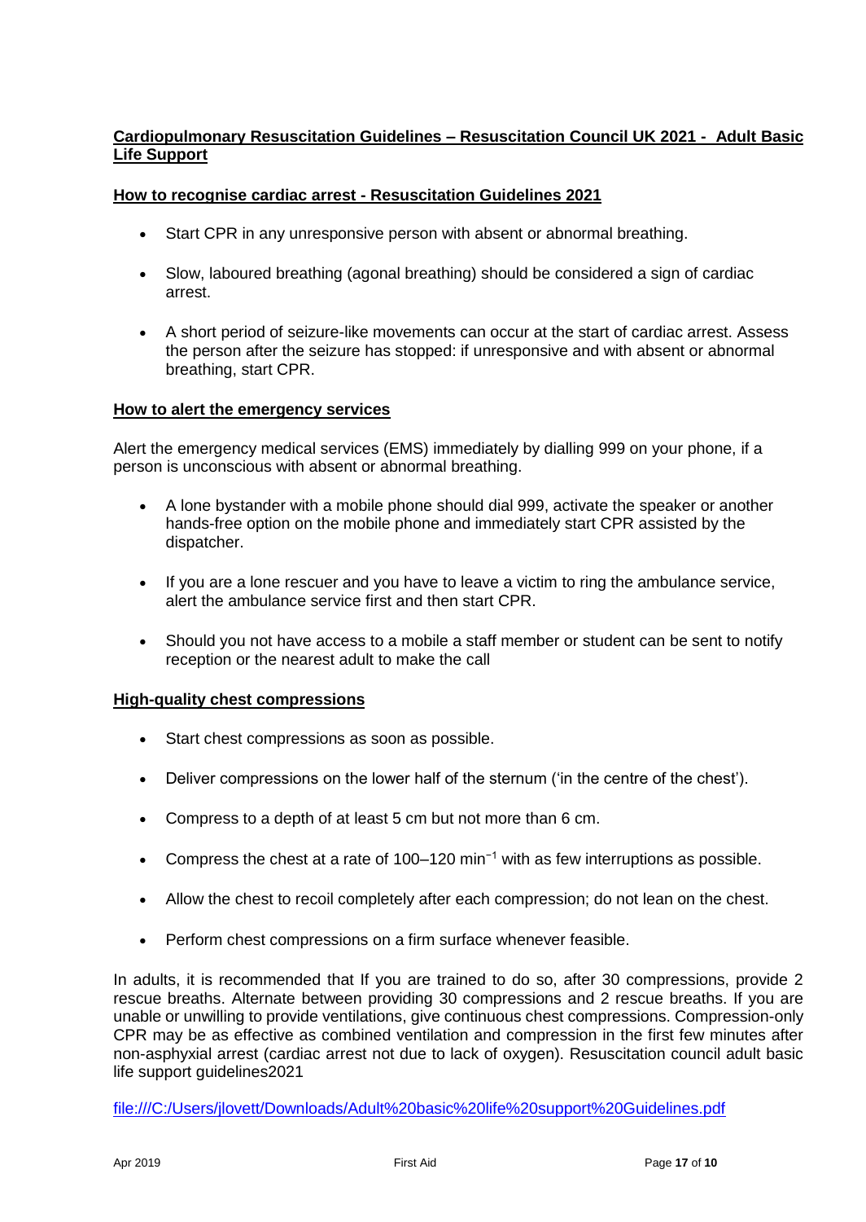## Cardiopulmonary Resuscitation Guidelines – Resuscitation Council UK 2021 - Adult Basic Life Support

### How to recognise cardiac arrest - Resuscitation Guidelines 2021

- Start CPR in any unresponsive person with absent or abnormal breathing.
- Slow, laboured breathing (agonal breathing) should be considered a sign of cardiac arrest.
- A short period of seizure-like movements can occur at the start of cardiac arrest. Assess the person after the seizure has stopped: if unresponsive and with absent or abnormal breathing, start CPR.

### How to alert the emergency services

Alert the emergency medical services (EMS) immediately by dialling 999 on your phone, if a person is unconscious with absent or abnormal breathing.

- A lone bystander with a mobile phone should dial 999, activate the speaker or another hands-free option on the mobile phone and immediately start CPR assisted by the dispatcher.
- If you are a lone rescuer and you have to leave a victim to ring the ambulance service, alert the ambulance service first and then start CPR.
- Should you not have access to a mobile a staff member or student can be sent to notify reception or the nearest adult to make the call

### High-quality chest compressions

- Start chest compressions as soon as possible.
- Deliver compressions on the lower half of the sternum ('in the centre of the chest').
- Compress to a depth of at least 5 cm but not more than 6 cm.
- Compress the chest at a rate of 100–120 $min^{-1}$ with as few interruptions as possible.
- Allow the chest to recoil completely after each compression; do not lean on the chest.
- Perform chest compressions on a firm surface whenever feasible.

In adults, it is recommended that If you are trained to do so, after 30 compressions, provide 2 rescue breaths. Alternate between providing 30 compressions and 2 rescue breaths. If you are unable or unwilling to provide ventilations, give continuous chest compressions. Compression-only CPR may be as effective as combined ventilation and compression in the first few minutes after non-asphyxial arrest (cardiac arrest not due to lack of oxygen). Resuscitation council adult basic life support guidelines2021

file:///C:/Users/jlovett/Downloads/Adult%20basic%20life%20support%20Guidelines.pdf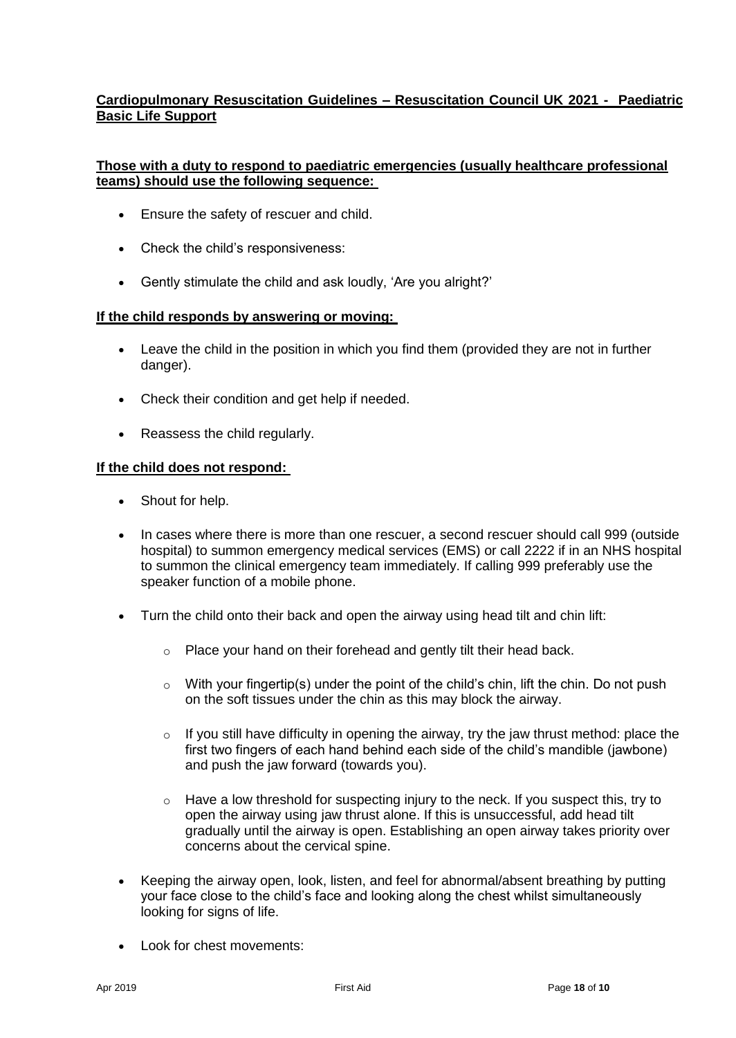**Cardiopulmonary Resuscitation Guidelines – Resuscitation Council UK 2021 - Paediatric Basic Life Support**

**Those with a duty to respond to paediatric emergencies (usually healthcare professional teams) should use the following sequence:**

- Ensure the safety of rescuer and child.
- Check the child's responsiveness:
- Gently stimulate the child and ask loudly, 'Are you alright?'

**If the child responds by answering or moving:**

- Leave the child in the position in which you find them (provided they are not in further danger).
- Check their condition and get help if needed.
- Reassess the child regularly.

**If the child does not respond:**

- Shout for help.
- In cases where there is more than one rescuer, a second rescuer should call 999 (outside hospital) to summon emergency medical services (EMS) or call 2222 if in an NHS hospital to summon the clinical emergency team immediately. If calling 999 preferably use the speaker function of a mobile phone.
- Turn the child onto their back and open the airway using head tilt and chin lift:
    - Place your hand on their forehead and gently tilt their head back.
    - With your fingertip(s) under the point of the child's chin, lift the chin. Do not push on the soft tissues under the chin as this may block the airway.
    - If you still have difficulty in opening the airway, try the jaw thrust method: place the first two fingers of each hand behind each side of the child's mandible (jawbone) and push the jaw forward (towards you).
    - Have a low threshold for suspecting injury to the neck. If you suspect this, try to open the airway using jaw thrust alone. If this is unsuccessful, add head tilt gradually until the airway is open. Establishing an open airway takes priority over concerns about the cervical spine.
- Keeping the airway open, look, listen, and feel for abnormal/absent breathing by putting your face close to the child's face and looking along the chest whilst simultaneously looking for signs of life.
- Look for chest movements: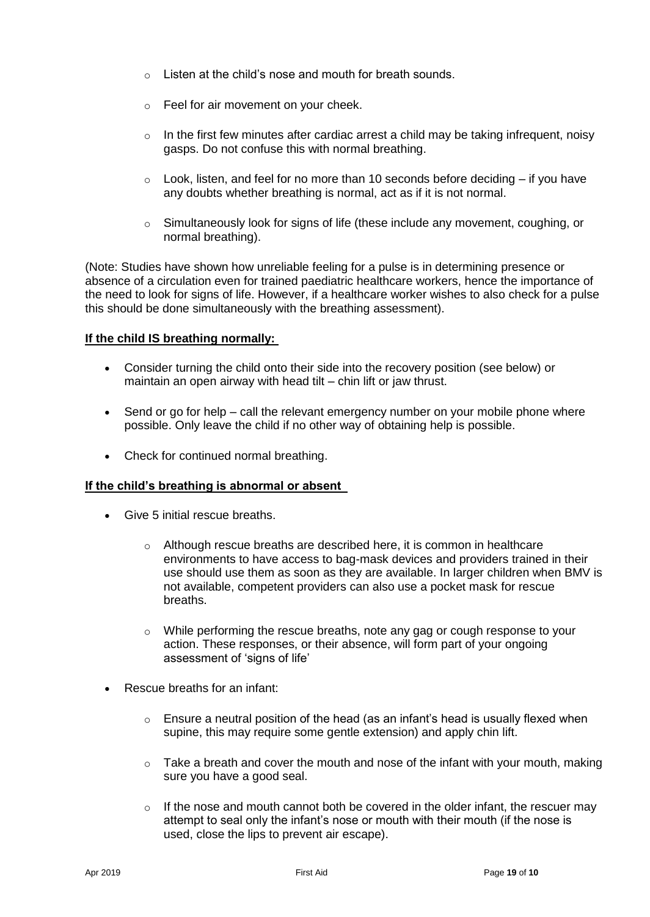- Listen at the child's nose and mouth for breath sounds.
  - Feel for air movement on your cheek.
  - In the first few minutes after cardiac arrest a child may be taking infrequent, noisy gasps. Do not confuse this with normal breathing.
  - Look, listen, and feel for no more than 10 seconds before deciding – if you have any doubts whether breathing is normal, act as if it is not normal.
  - Simultaneously look for signs of life (these include any movement, coughing, or normal breathing).

(Note: Studies have shown how unreliable feeling for a pulse is in determining presence or absence of a circulation even for trained paediatric healthcare workers, hence the importance of the need to look for signs of life. However, if a healthcare worker wishes to also check for a pulse this should be done simultaneously with the breathing assessment).

**If the child IS breathing normally:**

- Consider turning the child onto their side into the recovery position (see below) or maintain an open airway with head tilt – chin lift or jaw thrust.
- Send or go for help – call the relevant emergency number on your mobile phone where possible. Only leave the child if no other way of obtaining help is possible.
- Check for continued normal breathing.

**If the child's breathing is abnormal or absent**

- Give 5 initial rescue breaths.
  - Although rescue breaths are described here, it is common in healthcare environments to have access to bag-mask devices and providers trained in their use should use them as soon as they are available. In larger children when BMV is not available, competent providers can also use a pocket mask for rescue breaths.
  - While performing the rescue breaths, note any gag or cough response to your action. These responses, or their absence, will form part of your ongoing assessment of 'signs of life'
- Rescue breaths for an infant:
  - Ensure a neutral position of the head (as an infant's head is usually flexed when supine, this may require some gentle extension) and apply chin lift.
  - Take a breath and cover the mouth and nose of the infant with your mouth, making sure you have a good seal.
  - If the nose and mouth cannot both be covered in the older infant, the rescuer may attempt to seal only the infant's nose or mouth with their mouth (if the nose is used, close the lips to prevent air escape).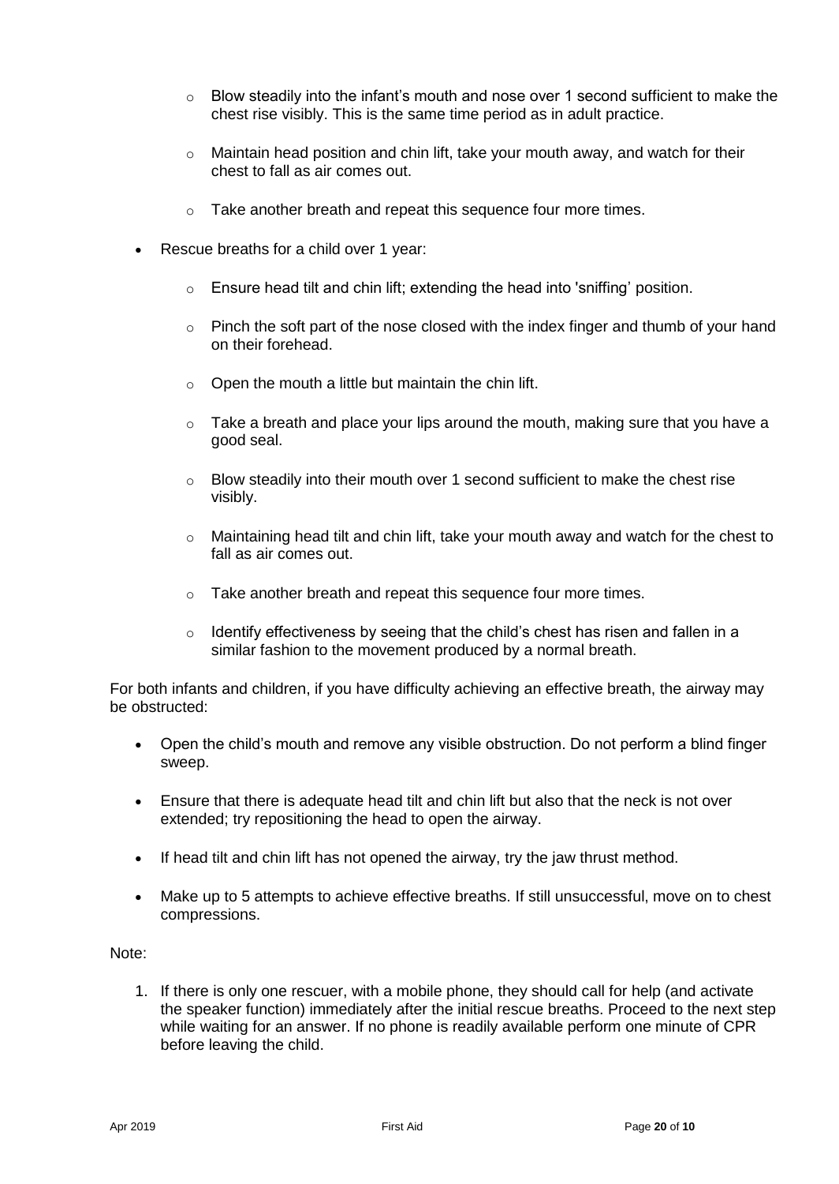- Blow steadily into the infant's mouth and nose over 1 second sufficient to make the chest rise visibly. This is the same time period as in adult practice.

  - Maintain head position and chin lift, take your mouth away, and watch for their chest to fall as air comes out.

  - Take another breath and repeat this sequence four more times.

- Rescue breaths for a child over 1 year:

  - Ensure head tilt and chin lift; extending the head into 'sniffing' position.

  - Pinch the soft part of the nose closed with the index finger and thumb of your hand on their forehead.

  - Open the mouth a little but maintain the chin lift.

  - Take a breath and place your lips around the mouth, making sure that you have a good seal.

  - Blow steadily into their mouth over 1 second sufficient to make the chest rise visibly.

  - Maintaining head tilt and chin lift, take your mouth away and watch for the chest to fall as air comes out.

  - Take another breath and repeat this sequence four more times.

  - Identify effectiveness by seeing that the child's chest has risen and fallen in a similar fashion to the movement produced by a normal breath.

For both infants and children, if you have difficulty achieving an effective breath, the airway may be obstructed:

- Open the child's mouth and remove any visible obstruction. Do not perform a blind finger sweep.

- Ensure that there is adequate head tilt and chin lift but also that the neck is not over extended; try repositioning the head to open the airway.

- If head tilt and chin lift has not opened the airway, try the jaw thrust method.

- Make up to 5 attempts to achieve effective breaths. If still unsuccessful, move on to chest compressions.

Note:

1. If there is only one rescuer, with a mobile phone, they should call for help (and activate the speaker function) immediately after the initial rescue breaths. Proceed to the next step while waiting for an answer. If no phone is readily available perform one minute of CPR before leaving the child.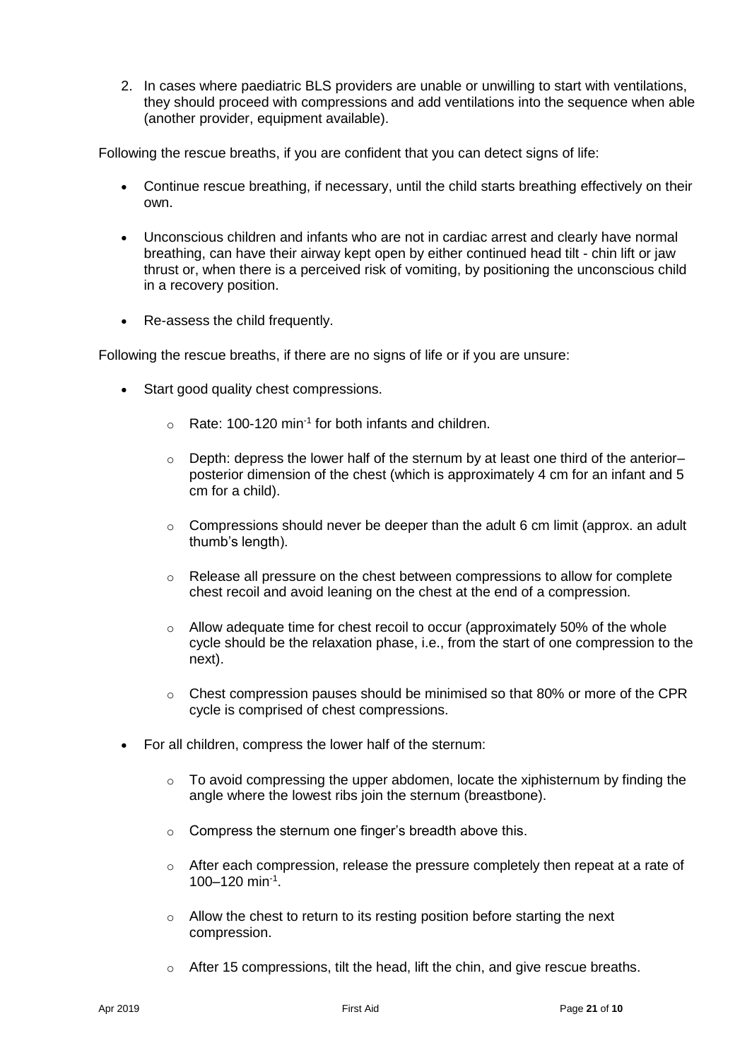2. In cases where paediatric BLS providers are unable or unwilling to start with ventilations, they should proceed with compressions and add ventilations into the sequence when able (another provider, equipment available).

Following the rescue breaths, if you are confident that you can detect signs of life:

- Continue rescue breathing, if necessary, until the child starts breathing effectively on their own.
- Unconscious children and infants who are not in cardiac arrest and clearly have normal breathing, can have their airway kept open by either continued head tilt - chin lift or jaw thrust or, when there is a perceived risk of vomiting, by positioning the unconscious child in a recovery position.
- Re-assess the child frequently.

Following the rescue breaths, if there are no signs of life or if you are unsure:

- Start good quality chest compressions.
    - Rate: 100-120 $min^{-1}$ for both infants and children.
    - Depth: depress the lower half of the sternum by at least one third of the anterior–posterior dimension of the chest (which is approximately 4 cm for an infant and 5 cm for a child).
    - Compressions should never be deeper than the adult 6 cm limit (approx. an adult thumb's length).
    - Release all pressure on the chest between compressions to allow for complete chest recoil and avoid leaning on the chest at the end of a compression.
    - Allow adequate time for chest recoil to occur (approximately 50% of the whole cycle should be the relaxation phase, i.e., from the start of one compression to the next).
    - Chest compression pauses should be minimised so that 80% or more of the CPR cycle is comprised of chest compressions.
- For all children, compress the lower half of the sternum:
    - To avoid compressing the upper abdomen, locate the xiphisternum by finding the angle where the lowest ribs join the sternum (breastbone).
    - Compress the sternum one finger's breadth above this.
    - After each compression, release the pressure completely then repeat at a rate of 100–120 $min^{-1}$.
    - Allow the chest to return to its resting position before starting the next compression.
    - After 15 compressions, tilt the head, lift the chin, and give rescue breaths.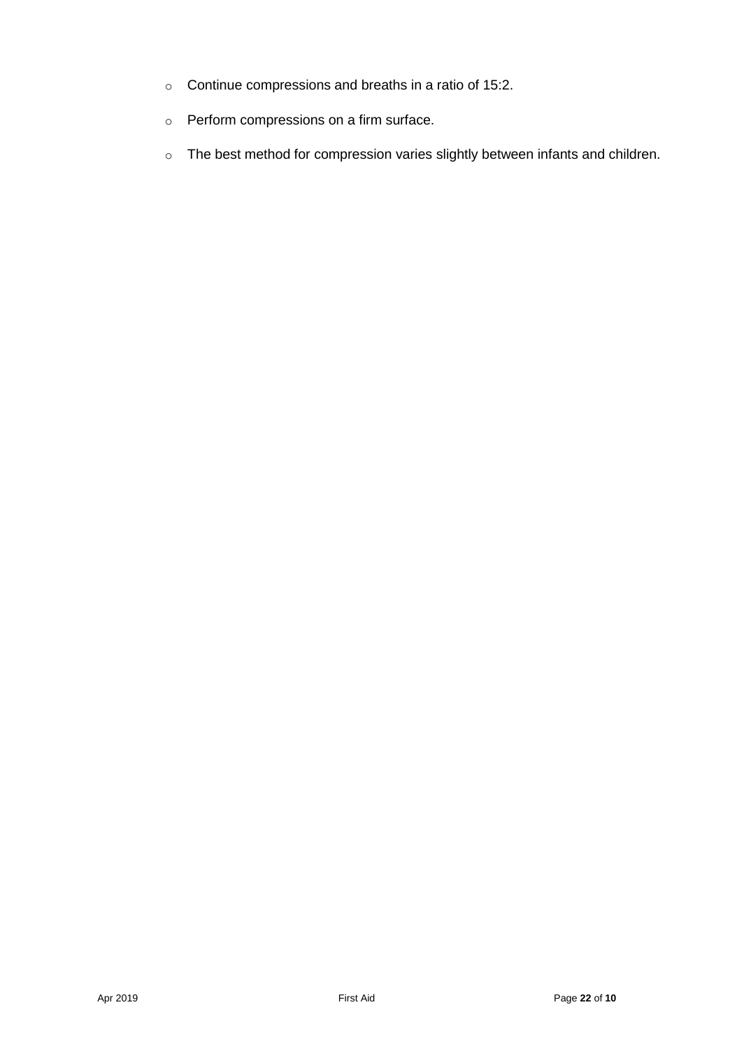- Continue compressions and breaths in a ratio of 15:2.
- Perform compressions on a firm surface.
- The best method for compression varies slightly between infants and children.